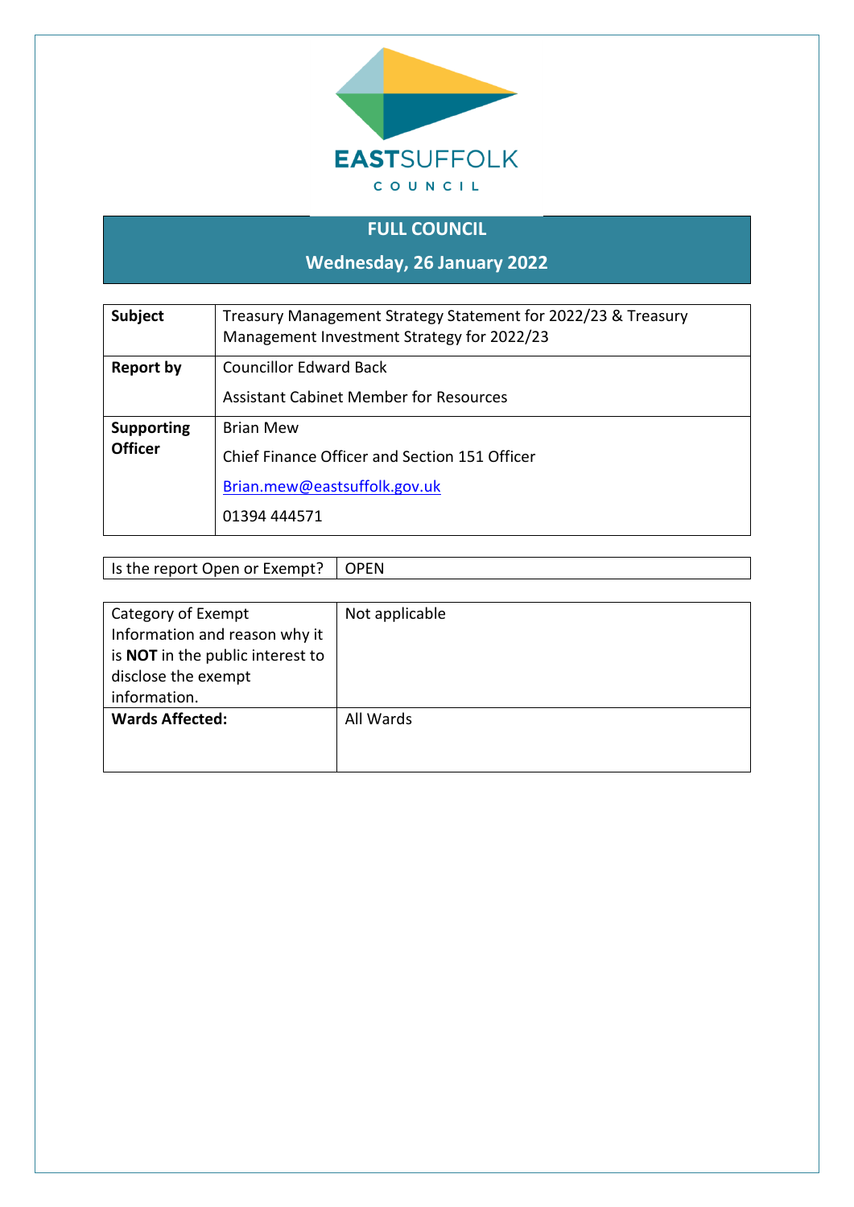EASTSUFFOLK
COUNCIL

# FULL COUNCIL

## Wednesday, 26 January 2022

| | |
|---|---|
| **Subject** | Treasury Management Strategy Statement for 2022/23 & Treasury Management Investment Strategy for 2022/23 |
| **Report by** | Councillor Edward Back<br><br>Assistant Cabinet Member for Resources |
| **Supporting Officer** | Brian Mew<br><br>Chief Finance Officer and Section 151 Officer<br><br>Brian.mew@eastsuffolk.gov.uk<br><br>01394 444571 |

| | |
|---|---|
| Is the report Open or Exempt? | OPEN |

| | |
|---|---|
| Category of Exempt Information and reason why it is **NOT** in the public interest to disclose the exempt information. | Not applicable |
| **Wards Affected:** | All Wards |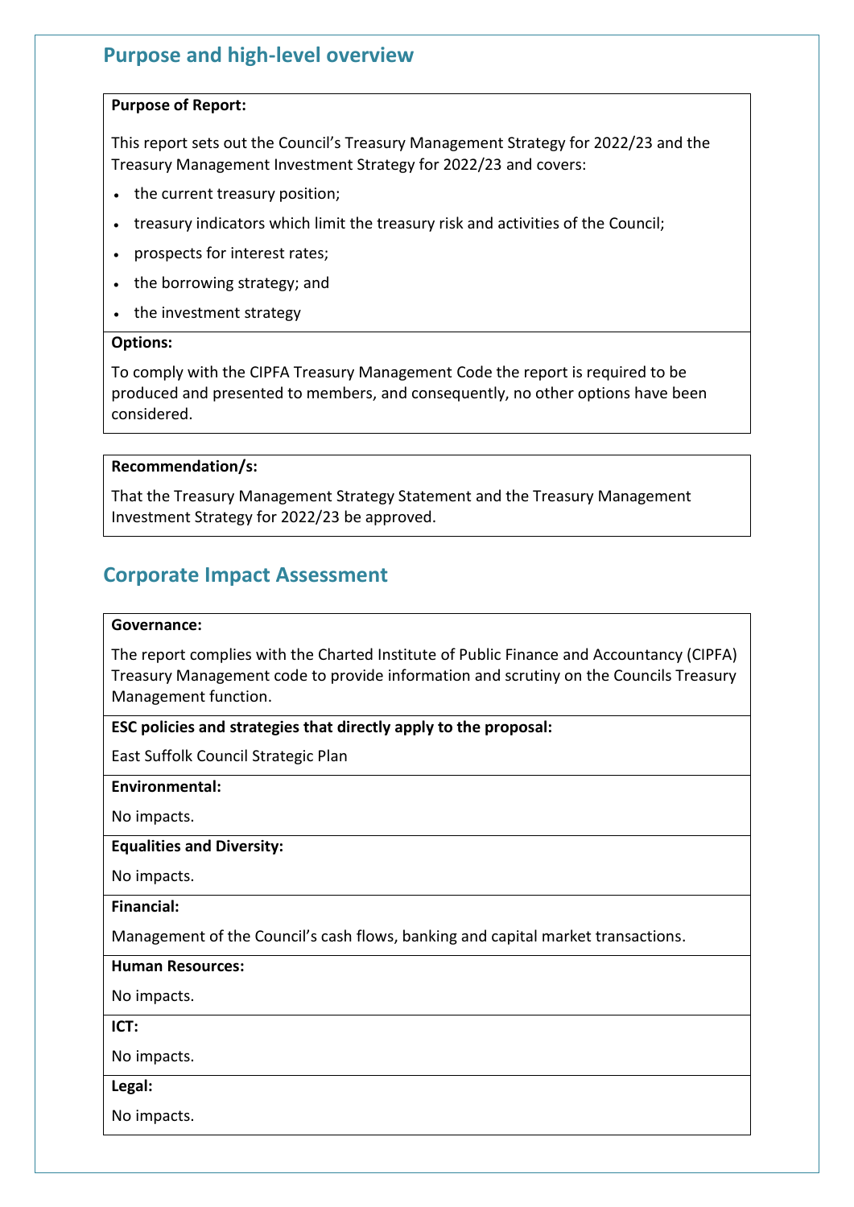## Purpose and high-level overview

**Purpose of Report:**

This report sets out the Council's Treasury Management Strategy for 2022/23 and the Treasury Management Investment Strategy for 2022/23 and covers:

- the current treasury position;
- treasury indicators which limit the treasury risk and activities of the Council;
- prospects for interest rates;
- the borrowing strategy; and
- the investment strategy

**Options:**

To comply with the CIPFA Treasury Management Code the report is required to be produced and presented to members, and consequently, no other options have been considered.

**Recommendation/s:**

That the Treasury Management Strategy Statement and the Treasury Management Investment Strategy for 2022/23 be approved.

## Corporate Impact Assessment

**Governance:**

The report complies with the Charted Institute of Public Finance and Accountancy (CIPFA) Treasury Management code to provide information and scrutiny on the Councils Treasury Management function.

**ESC policies and strategies that directly apply to the proposal:**

East Suffolk Council Strategic Plan

**Environmental:**

No impacts.

**Equalities and Diversity:**

No impacts.

**Financial:**

Management of the Council's cash flows, banking and capital market transactions.

**Human Resources:**

No impacts.

**ICT:**

No impacts.

**Legal:**

No impacts.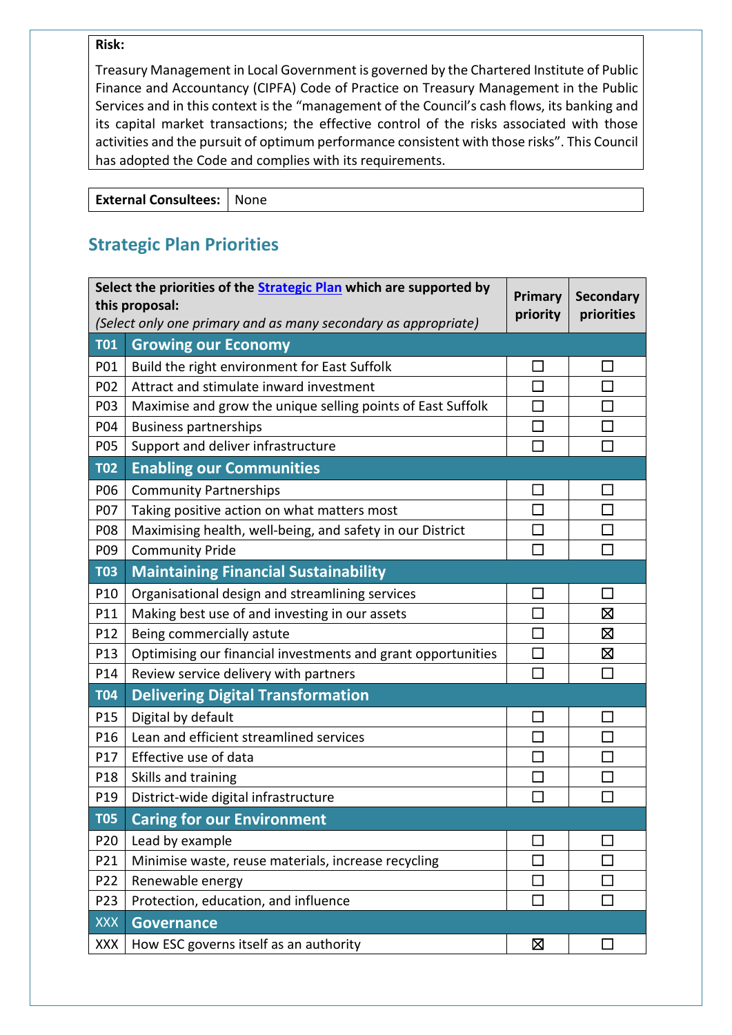| **Risk:** |
|---|
| Treasury Management in Local Government is governed by the Chartered Institute of Public Finance and Accountancy (CIPFA) Code of Practice on Treasury Management in the Public Services and in this context is the "management of the Council's cash flows, its banking and its capital market transactions; the effective control of the risks associated with those activities and the pursuit of optimum performance consistent with those risks". This Council has adopted the Code and complies with its requirements. |

| **External Consultees:** | None |
|---|---|

## Strategic Plan Priorities

| **Select the priorities of the [Strategic Plan](Strategic Plan) which are supported by this proposal:** *(Select only one primary and as many secondary as appropriate)* | | **Primary priority** | **Secondary priorities** |
|---|---|---|---|
| **T01** | **Growing our Economy** | | |
| P01 | Build the right environment for East Suffolk | ☐ | ☐ |
| P02 | Attract and stimulate inward investment | ☐ | ☐ |
| P03 | Maximise and grow the unique selling points of East Suffolk | ☐ | ☐ |
| P04 | Business partnerships | ☐ | ☐ |
| P05 | Support and deliver infrastructure | ☐ | ☐ |
| **T02** | **Enabling our Communities** | | |
| P06 | Community Partnerships | ☐ | ☐ |
| P07 | Taking positive action on what matters most | ☐ | ☐ |
| P08 | Maximising health, well-being, and safety in our District | ☐ | ☐ |
| P09 | Community Pride | ☐ | ☐ |
| **T03** | **Maintaining Financial Sustainability** | | |
| P10 | Organisational design and streamlining services | ☐ | ☐ |
| P11 | Making best use of and investing in our assets | ☐ | ☒ |
| P12 | Being commercially astute | ☐ | ☒ |
| P13 | Optimising our financial investments and grant opportunities | ☐ | ☒ |
| P14 | Review service delivery with partners | ☐ | ☐ |
| **T04** | **Delivering Digital Transformation** | | |
| P15 | Digital by default | ☐ | ☐ |
| P16 | Lean and efficient streamlined services | ☐ | ☐ |
| P17 | Effective use of data | ☐ | ☐ |
| P18 | Skills and training | ☐ | ☐ |
| P19 | District-wide digital infrastructure | ☐ | ☐ |
| **T05** | **Caring for our Environment** | | |
| P20 | Lead by example | ☐ | ☐ |
| P21 | Minimise waste, reuse materials, increase recycling | ☐ | ☐ |
| P22 | Renewable energy | ☐ | ☐ |
| P23 | Protection, education, and influence | ☐ | ☐ |
| **XXX** | **Governance** | | |
| XXX | How ESC governs itself as an authority | ☒ | ☐ |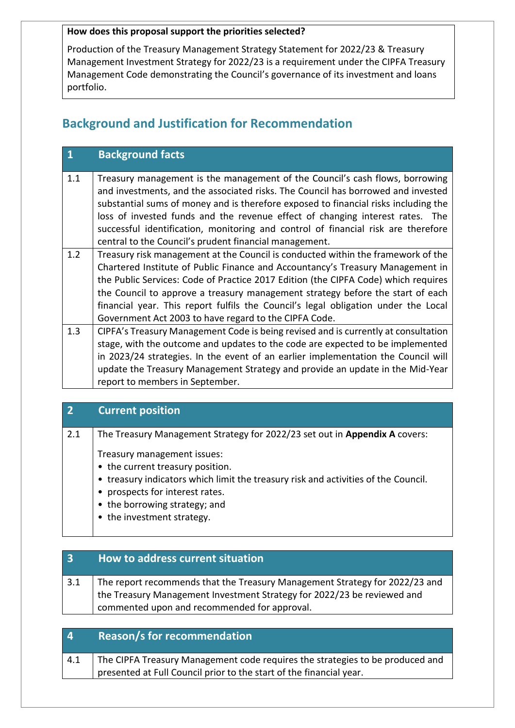**How does this proposal support the priorities selected?**

Production of the Treasury Management Strategy Statement for 2022/23 & Treasury Management Investment Strategy for 2022/23 is a requirement under the CIPFA Treasury Management Code demonstrating the Council's governance of its investment and loans portfolio.

## Background and Justification for Recommendation

| 1 | Background facts |
|---|---|
| 1.1 | Treasury management is the management of the Council's cash flows, borrowing and investments, and the associated risks. The Council has borrowed and invested substantial sums of money and is therefore exposed to financial risks including the loss of invested funds and the revenue effect of changing interest rates. The successful identification, monitoring and control of financial risk are therefore central to the Council's prudent financial management. |
| 1.2 | Treasury risk management at the Council is conducted within the framework of the Chartered Institute of Public Finance and Accountancy's Treasury Management in the Public Services: Code of Practice 2017 Edition (the CIPFA Code) which requires the Council to approve a treasury management strategy before the start of each financial year. This report fulfils the Council's legal obligation under the Local Government Act 2003 to have regard to the CIPFA Code. |
| 1.3 | CIPFA's Treasury Management Code is being revised and is currently at consultation stage, with the outcome and updates to the code are expected to be implemented in 2023/24 strategies. In the event of an earlier implementation the Council will update the Treasury Management Strategy and provide an update in the Mid-Year report to members in September. |

| 2 | Current position |
|---|---|
| 2.1 | The Treasury Management Strategy for 2022/23 set out in **Appendix A** covers:<br><br>Treasury management issues:<br>• the current treasury position.<br>• treasury indicators which limit the treasury risk and activities of the Council.<br>• prospects for interest rates.<br>• the borrowing strategy; and<br>• the investment strategy. |

| 3 | How to address current situation |
|---|---|
| 3.1 | The report recommends that the Treasury Management Strategy for 2022/23 and the Treasury Management Investment Strategy for 2022/23 be reviewed and commented upon and recommended for approval. |

| 4 | Reason/s for recommendation |
|---|---|
| 4.1 | The CIPFA Treasury Management code requires the strategies to be produced and presented at Full Council prior to the start of the financial year. |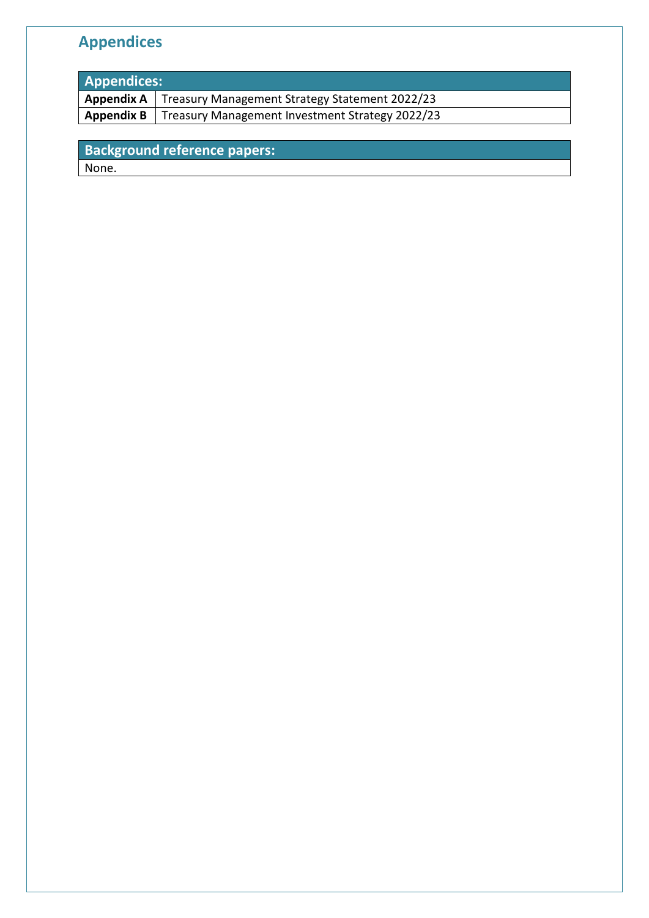## Appendices

| Appendices: | |
|---|---|
| **Appendix A** | Treasury Management Strategy Statement 2022/23 |
| **Appendix B** | Treasury Management Investment Strategy 2022/23 |

| Background reference papers: |
|---|
| None. |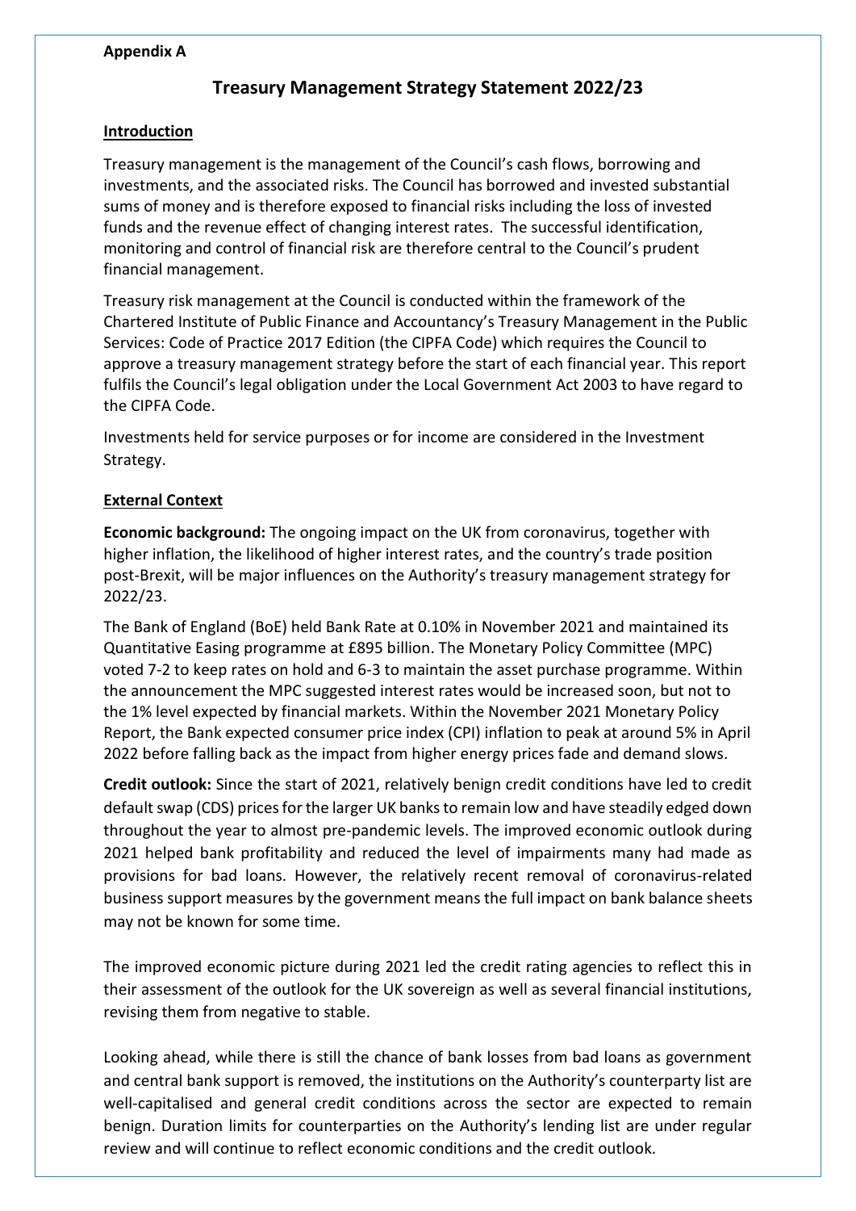**Appendix A**

# Treasury Management Strategy Statement 2022/23

## Introduction

Treasury management is the management of the Council's cash flows, borrowing and investments, and the associated risks. The Council has borrowed and invested substantial sums of money and is therefore exposed to financial risks including the loss of invested funds and the revenue effect of changing interest rates. The successful identification, monitoring and control of financial risk are therefore central to the Council's prudent financial management.

Treasury risk management at the Council is conducted within the framework of the Chartered Institute of Public Finance and Accountancy's Treasury Management in the Public Services: Code of Practice 2017 Edition (the CIPFA Code) which requires the Council to approve a treasury management strategy before the start of each financial year. This report fulfils the Council's legal obligation under the Local Government Act 2003 to have regard to the CIPFA Code.

Investments held for service purposes or for income are considered in the Investment Strategy.

## External Context

**Economic background:** The ongoing impact on the UK from coronavirus, together with higher inflation, the likelihood of higher interest rates, and the country's trade position post-Brexit, will be major influences on the Authority's treasury management strategy for 2022/23.

The Bank of England (BoE) held Bank Rate at 0.10% in November 2021 and maintained its Quantitative Easing programme at £895 billion. The Monetary Policy Committee (MPC) voted 7-2 to keep rates on hold and 6-3 to maintain the asset purchase programme. Within the announcement the MPC suggested interest rates would be increased soon, but not to the 1% level expected by financial markets. Within the November 2021 Monetary Policy Report, the Bank expected consumer price index (CPI) inflation to peak at around 5% in April 2022 before falling back as the impact from higher energy prices fade and demand slows.

**Credit outlook:** Since the start of 2021, relatively benign credit conditions have led to credit default swap (CDS) prices for the larger UK banks to remain low and have steadily edged down throughout the year to almost pre-pandemic levels. The improved economic outlook during 2021 helped bank profitability and reduced the level of impairments many had made as provisions for bad loans. However, the relatively recent removal of coronavirus-related business support measures by the government means the full impact on bank balance sheets may not be known for some time.

The improved economic picture during 2021 led the credit rating agencies to reflect this in their assessment of the outlook for the UK sovereign as well as several financial institutions, revising them from negative to stable.

Looking ahead, while there is still the chance of bank losses from bad loans as government and central bank support is removed, the institutions on the Authority's counterparty list are well-capitalised and general credit conditions across the sector are expected to remain benign. Duration limits for counterparties on the Authority's lending list are under regular review and will continue to reflect economic conditions and the credit outlook.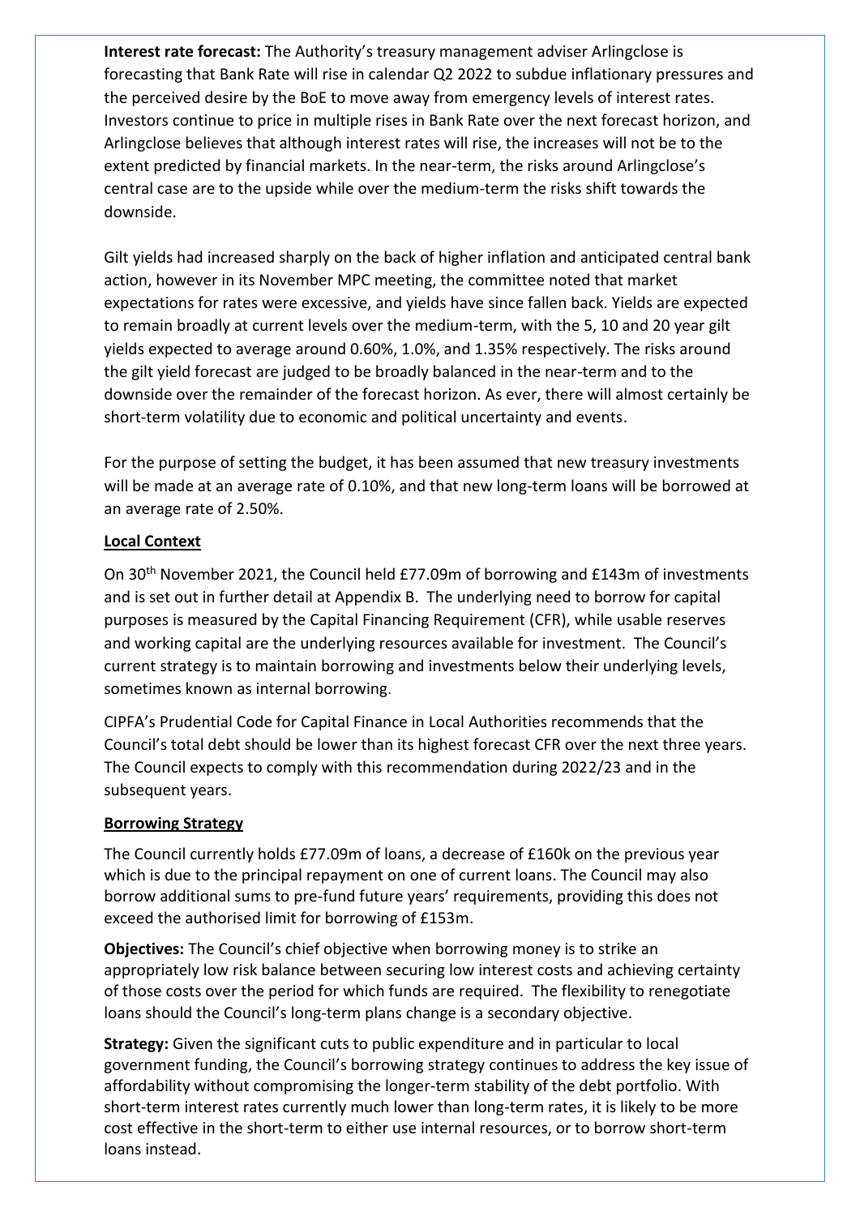**Interest rate forecast:** The Authority's treasury management adviser Arlingclose is forecasting that Bank Rate will rise in calendar Q2 2022 to subdue inflationary pressures and the perceived desire by the BoE to move away from emergency levels of interest rates. Investors continue to price in multiple rises in Bank Rate over the next forecast horizon, and Arlingclose believes that although interest rates will rise, the increases will not be to the extent predicted by financial markets. In the near-term, the risks around Arlingclose's central case are to the upside while over the medium-term the risks shift towards the downside.

Gilt yields had increased sharply on the back of higher inflation and anticipated central bank action, however in its November MPC meeting, the committee noted that market expectations for rates were excessive, and yields have since fallen back. Yields are expected to remain broadly at current levels over the medium-term, with the 5, 10 and 20 year gilt yields expected to average around 0.60%, 1.0%, and 1.35% respectively. The risks around the gilt yield forecast are judged to be broadly balanced in the near-term and to the downside over the remainder of the forecast horizon. As ever, there will almost certainly be short-term volatility due to economic and political uncertainty and events.

For the purpose of setting the budget, it has been assumed that new treasury investments will be made at an average rate of 0.10%, and that new long-term loans will be borrowed at an average rate of 2.50%.

## Local Context

On 30th November 2021, the Council held £77.09m of borrowing and £143m of investments and is set out in further detail at Appendix B. The underlying need to borrow for capital purposes is measured by the Capital Financing Requirement (CFR), while usable reserves and working capital are the underlying resources available for investment. The Council's current strategy is to maintain borrowing and investments below their underlying levels, sometimes known as internal borrowing.

CIPFA's Prudential Code for Capital Finance in Local Authorities recommends that the Council's total debt should be lower than its highest forecast CFR over the next three years. The Council expects to comply with this recommendation during 2022/23 and in the subsequent years.

## Borrowing Strategy

The Council currently holds £77.09m of loans, a decrease of £160k on the previous year which is due to the principal repayment on one of current loans. The Council may also borrow additional sums to pre-fund future years' requirements, providing this does not exceed the authorised limit for borrowing of £153m.

**Objectives:** The Council's chief objective when borrowing money is to strike an appropriately low risk balance between securing low interest costs and achieving certainty of those costs over the period for which funds are required. The flexibility to renegotiate loans should the Council's long-term plans change is a secondary objective.

**Strategy:** Given the significant cuts to public expenditure and in particular to local government funding, the Council's borrowing strategy continues to address the key issue of affordability without compromising the longer-term stability of the debt portfolio. With short-term interest rates currently much lower than long-term rates, it is likely to be more cost effective in the short-term to either use internal resources, or to borrow short-term loans instead.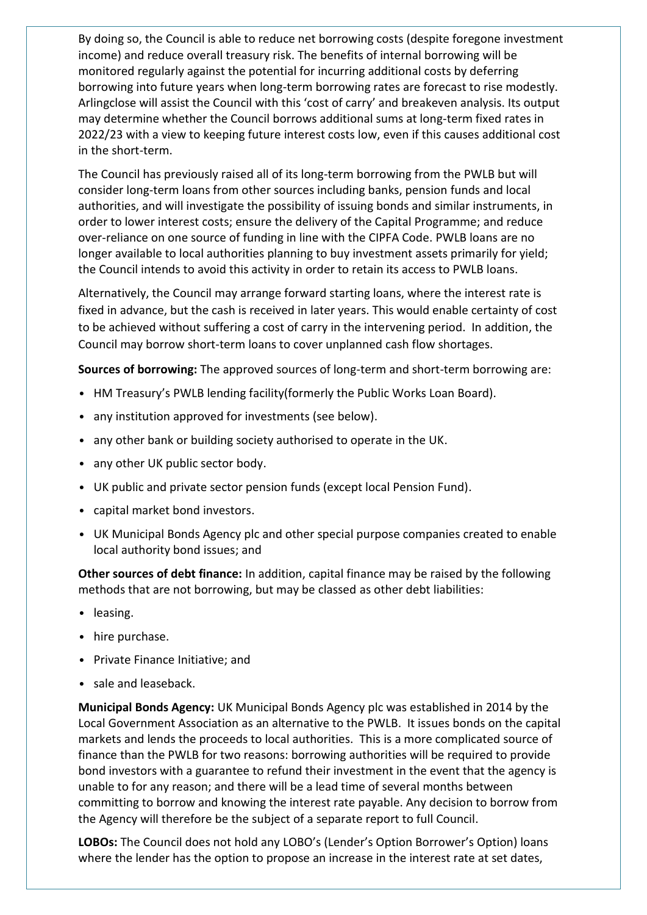By doing so, the Council is able to reduce net borrowing costs (despite foregone investment income) and reduce overall treasury risk. The benefits of internal borrowing will be monitored regularly against the potential for incurring additional costs by deferring borrowing into future years when long-term borrowing rates are forecast to rise modestly. Arlingclose will assist the Council with this 'cost of carry' and breakeven analysis. Its output may determine whether the Council borrows additional sums at long-term fixed rates in 2022/23 with a view to keeping future interest costs low, even if this causes additional cost in the short-term.

The Council has previously raised all of its long-term borrowing from the PWLB but will consider long-term loans from other sources including banks, pension funds and local authorities, and will investigate the possibility of issuing bonds and similar instruments, in order to lower interest costs; ensure the delivery of the Capital Programme; and reduce over-reliance on one source of funding in line with the CIPFA Code. PWLB loans are no longer available to local authorities planning to buy investment assets primarily for yield; the Council intends to avoid this activity in order to retain its access to PWLB loans.

Alternatively, the Council may arrange forward starting loans, where the interest rate is fixed in advance, but the cash is received in later years. This would enable certainty of cost to be achieved without suffering a cost of carry in the intervening period. In addition, the Council may borrow short-term loans to cover unplanned cash flow shortages.

**Sources of borrowing:** The approved sources of long-term and short-term borrowing are:

- HM Treasury's PWLB lending facility(formerly the Public Works Loan Board).
- any institution approved for investments (see below).
- any other bank or building society authorised to operate in the UK.
- any other UK public sector body.
- UK public and private sector pension funds (except local Pension Fund).
- capital market bond investors.
- UK Municipal Bonds Agency plc and other special purpose companies created to enable local authority bond issues; and

**Other sources of debt finance:** In addition, capital finance may be raised by the following methods that are not borrowing, but may be classed as other debt liabilities:

- leasing.
- hire purchase.
- Private Finance Initiative; and
- sale and leaseback.

**Municipal Bonds Agency:** UK Municipal Bonds Agency plc was established in 2014 by the Local Government Association as an alternative to the PWLB. It issues bonds on the capital markets and lends the proceeds to local authorities. This is a more complicated source of finance than the PWLB for two reasons: borrowing authorities will be required to provide bond investors with a guarantee to refund their investment in the event that the agency is unable to for any reason; and there will be a lead time of several months between committing to borrow and knowing the interest rate payable. Any decision to borrow from the Agency will therefore be the subject of a separate report to full Council.

**LOBOs:** The Council does not hold any LOBO's (Lender's Option Borrower's Option) loans where the lender has the option to propose an increase in the interest rate at set dates,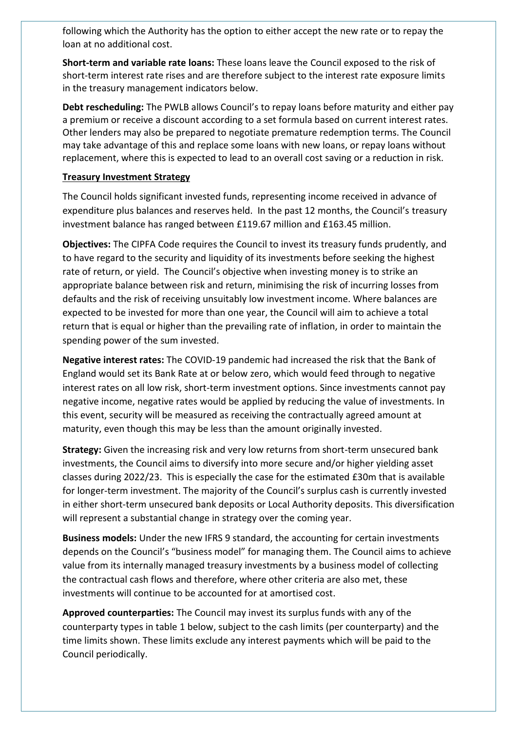following which the Authority has the option to either accept the new rate or to repay the loan at no additional cost.

**Short-term and variable rate loans:** These loans leave the Council exposed to the risk of short-term interest rate rises and are therefore subject to the interest rate exposure limits in the treasury management indicators below.

**Debt rescheduling:** The PWLB allows Council's to repay loans before maturity and either pay a premium or receive a discount according to a set formula based on current interest rates. Other lenders may also be prepared to negotiate premature redemption terms. The Council may take advantage of this and replace some loans with new loans, or repay loans without replacement, where this is expected to lead to an overall cost saving or a reduction in risk.

**Treasury Investment Strategy**

The Council holds significant invested funds, representing income received in advance of expenditure plus balances and reserves held. In the past 12 months, the Council's treasury investment balance has ranged between £119.67 million and £163.45 million.

**Objectives:** The CIPFA Code requires the Council to invest its treasury funds prudently, and to have regard to the security and liquidity of its investments before seeking the highest rate of return, or yield. The Council's objective when investing money is to strike an appropriate balance between risk and return, minimising the risk of incurring losses from defaults and the risk of receiving unsuitably low investment income. Where balances are expected to be invested for more than one year, the Council will aim to achieve a total return that is equal or higher than the prevailing rate of inflation, in order to maintain the spending power of the sum invested.

**Negative interest rates:** The COVID-19 pandemic had increased the risk that the Bank of England would set its Bank Rate at or below zero, which would feed through to negative interest rates on all low risk, short-term investment options. Since investments cannot pay negative income, negative rates would be applied by reducing the value of investments. In this event, security will be measured as receiving the contractually agreed amount at maturity, even though this may be less than the amount originally invested.

**Strategy:** Given the increasing risk and very low returns from short-term unsecured bank investments, the Council aims to diversify into more secure and/or higher yielding asset classes during 2022/23. This is especially the case for the estimated £30m that is available for longer-term investment. The majority of the Council's surplus cash is currently invested in either short-term unsecured bank deposits or Local Authority deposits. This diversification will represent a substantial change in strategy over the coming year.

**Business models:** Under the new IFRS 9 standard, the accounting for certain investments depends on the Council's "business model" for managing them. The Council aims to achieve value from its internally managed treasury investments by a business model of collecting the contractual cash flows and therefore, where other criteria are also met, these investments will continue to be accounted for at amortised cost.

**Approved counterparties:** The Council may invest its surplus funds with any of the counterparty types in table 1 below, subject to the cash limits (per counterparty) and the time limits shown. These limits exclude any interest payments which will be paid to the Council periodically.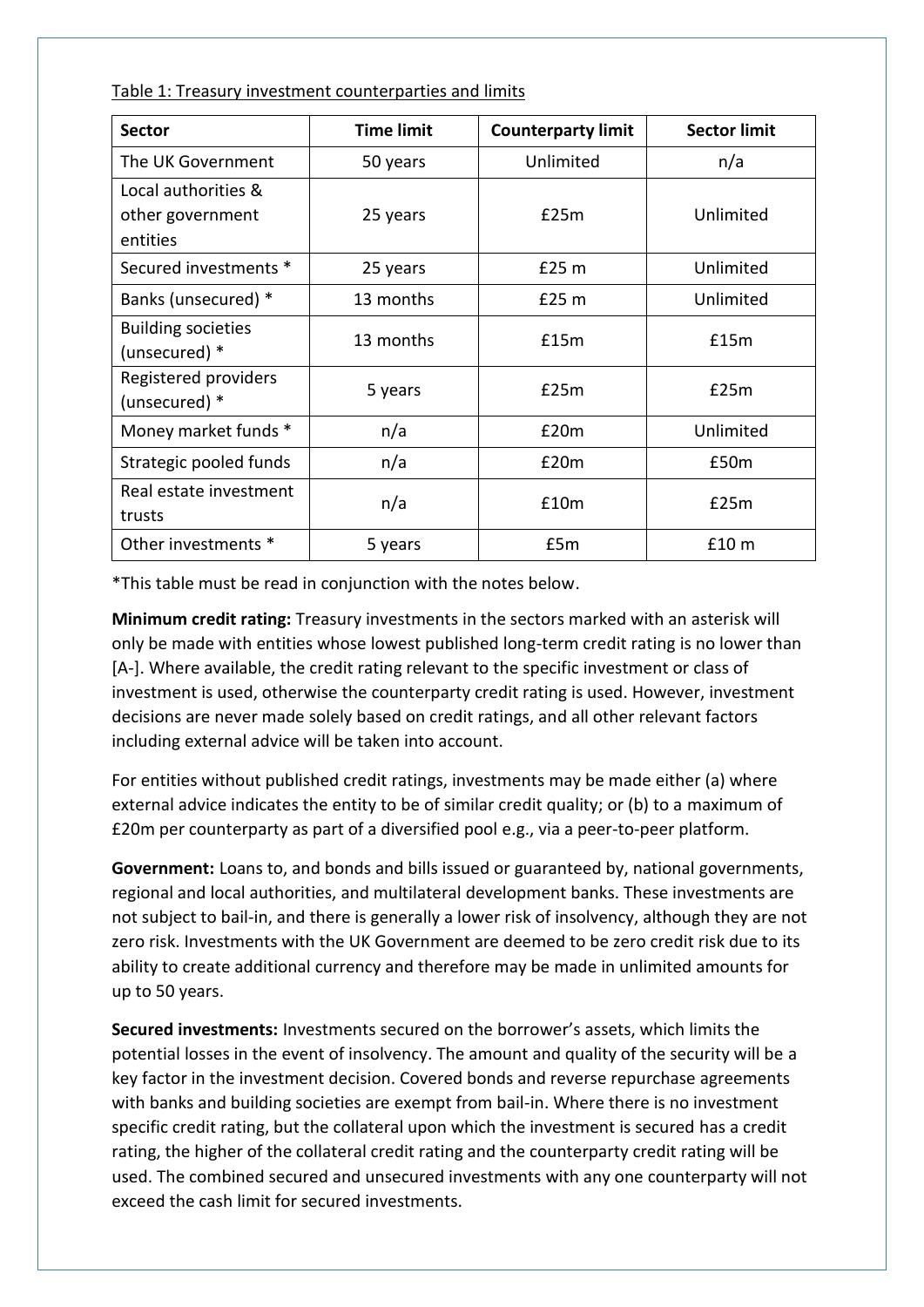Table 1: Treasury investment counterparties and limits

| Sector | Time limit | Counterparty limit | Sector limit |
|---|---|---|---|
| The UK Government | 50 years | Unlimited | n/a |
| Local authorities & other government entities | 25 years | £25m | Unlimited |
| Secured investments * | 25 years | £25 m | Unlimited |
| Banks (unsecured) * | 13 months | £25 m | Unlimited |
| Building societies (unsecured) * | 13 months | £15m | £15m |
| Registered providers (unsecured) * | 5 years | £25m | £25m |
| Money market funds * | n/a | £20m | Unlimited |
| Strategic pooled funds | n/a | £20m | £50m |
| Real estate investment trusts | n/a | £10m | £25m |
| Other investments * | 5 years | £5m | £10 m |

*This table must be read in conjunction with the notes below.

**Minimum credit rating:** Treasury investments in the sectors marked with an asterisk will only be made with entities whose lowest published long-term credit rating is no lower than [A-]. Where available, the credit rating relevant to the specific investment or class of investment is used, otherwise the counterparty credit rating is used. However, investment decisions are never made solely based on credit ratings, and all other relevant factors including external advice will be taken into account.

For entities without published credit ratings, investments may be made either (a) where external advice indicates the entity to be of similar credit quality; or (b) to a maximum of £20m per counterparty as part of a diversified pool e.g., via a peer-to-peer platform.

**Government:** Loans to, and bonds and bills issued or guaranteed by, national governments, regional and local authorities, and multilateral development banks. These investments are not subject to bail-in, and there is generally a lower risk of insolvency, although they are not zero risk. Investments with the UK Government are deemed to be zero credit risk due to its ability to create additional currency and therefore may be made in unlimited amounts for up to 50 years.

**Secured investments:** Investments secured on the borrower's assets, which limits the potential losses in the event of insolvency. The amount and quality of the security will be a key factor in the investment decision. Covered bonds and reverse repurchase agreements with banks and building societies are exempt from bail-in. Where there is no investment specific credit rating, but the collateral upon which the investment is secured has a credit rating, the higher of the collateral credit rating and the counterparty credit rating will be used. The combined secured and unsecured investments with any one counterparty will not exceed the cash limit for secured investments.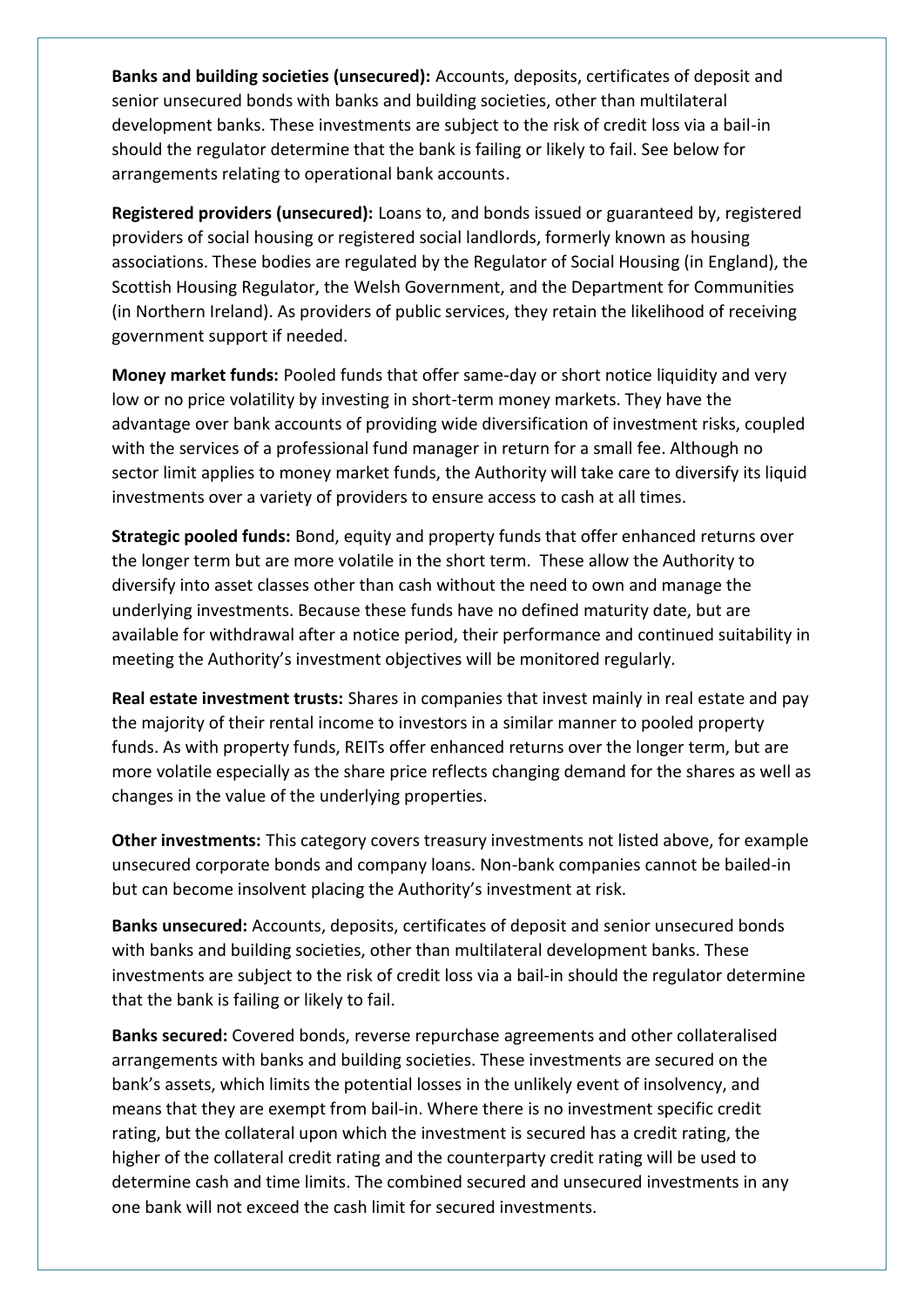**Banks and building societies (unsecured):** Accounts, deposits, certificates of deposit and senior unsecured bonds with banks and building societies, other than multilateral development banks. These investments are subject to the risk of credit loss via a bail-in should the regulator determine that the bank is failing or likely to fail. See below for arrangements relating to operational bank accounts.

**Registered providers (unsecured):** Loans to, and bonds issued or guaranteed by, registered providers of social housing or registered social landlords, formerly known as housing associations. These bodies are regulated by the Regulator of Social Housing (in England), the Scottish Housing Regulator, the Welsh Government, and the Department for Communities (in Northern Ireland). As providers of public services, they retain the likelihood of receiving government support if needed.

**Money market funds:** Pooled funds that offer same-day or short notice liquidity and very low or no price volatility by investing in short-term money markets. They have the advantage over bank accounts of providing wide diversification of investment risks, coupled with the services of a professional fund manager in return for a small fee. Although no sector limit applies to money market funds, the Authority will take care to diversify its liquid investments over a variety of providers to ensure access to cash at all times.

**Strategic pooled funds:** Bond, equity and property funds that offer enhanced returns over the longer term but are more volatile in the short term. These allow the Authority to diversify into asset classes other than cash without the need to own and manage the underlying investments. Because these funds have no defined maturity date, but are available for withdrawal after a notice period, their performance and continued suitability in meeting the Authority's investment objectives will be monitored regularly.

**Real estate investment trusts:** Shares in companies that invest mainly in real estate and pay the majority of their rental income to investors in a similar manner to pooled property funds. As with property funds, REITs offer enhanced returns over the longer term, but are more volatile especially as the share price reflects changing demand for the shares as well as changes in the value of the underlying properties.

**Other investments:** This category covers treasury investments not listed above, for example unsecured corporate bonds and company loans. Non-bank companies cannot be bailed-in but can become insolvent placing the Authority's investment at risk.

**Banks unsecured:** Accounts, deposits, certificates of deposit and senior unsecured bonds with banks and building societies, other than multilateral development banks. These investments are subject to the risk of credit loss via a bail-in should the regulator determine that the bank is failing or likely to fail.

**Banks secured:** Covered bonds, reverse repurchase agreements and other collateralised arrangements with banks and building societies. These investments are secured on the bank's assets, which limits the potential losses in the unlikely event of insolvency, and means that they are exempt from bail-in. Where there is no investment specific credit rating, but the collateral upon which the investment is secured has a credit rating, the higher of the collateral credit rating and the counterparty credit rating will be used to determine cash and time limits. The combined secured and unsecured investments in any one bank will not exceed the cash limit for secured investments.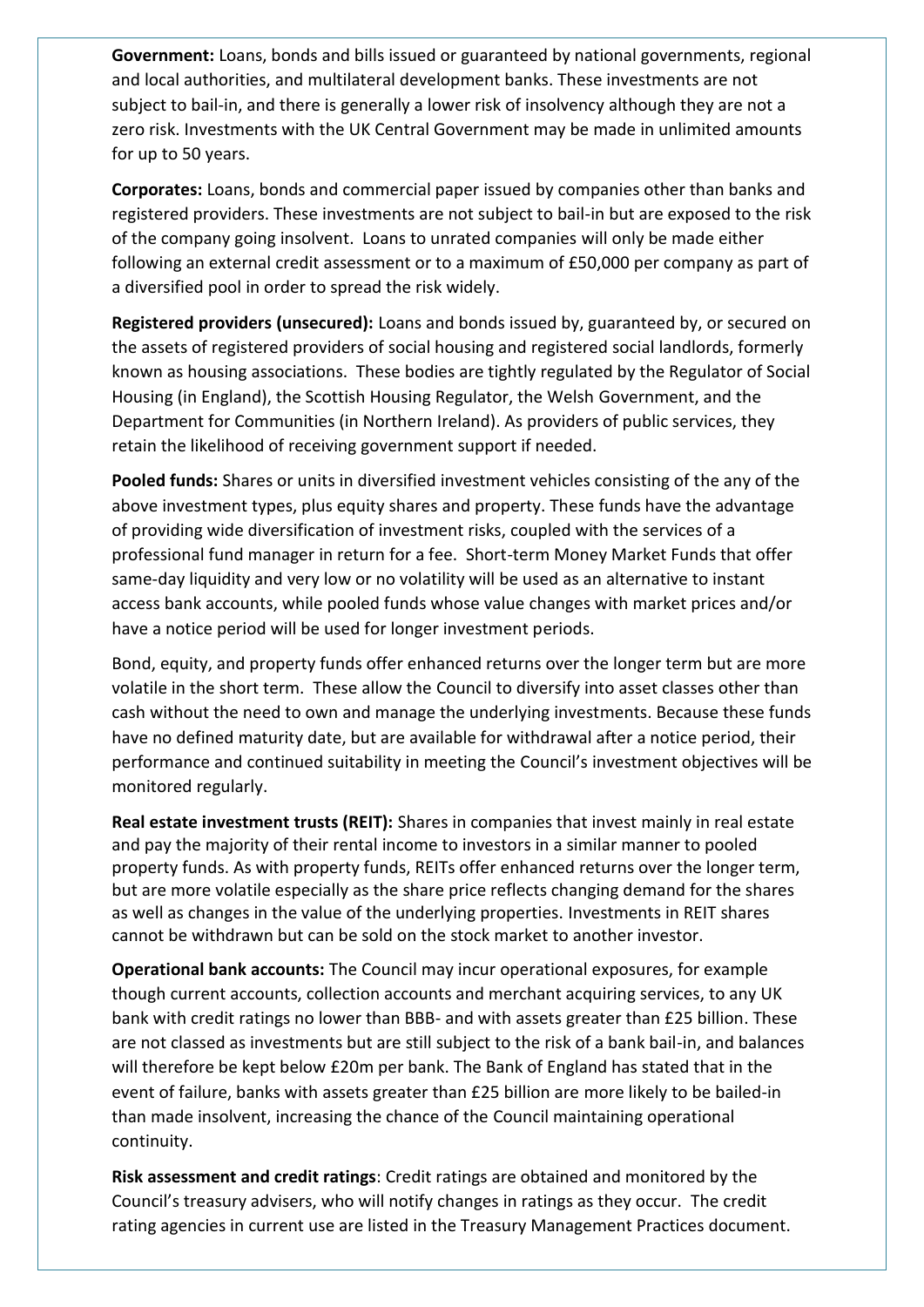**Government:** Loans, bonds and bills issued or guaranteed by national governments, regional and local authorities, and multilateral development banks. These investments are not subject to bail-in, and there is generally a lower risk of insolvency although they are not a zero risk. Investments with the UK Central Government may be made in unlimited amounts for up to 50 years.

**Corporates:** Loans, bonds and commercial paper issued by companies other than banks and registered providers. These investments are not subject to bail-in but are exposed to the risk of the company going insolvent. Loans to unrated companies will only be made either following an external credit assessment or to a maximum of £50,000 per company as part of a diversified pool in order to spread the risk widely.

**Registered providers (unsecured):** Loans and bonds issued by, guaranteed by, or secured on the assets of registered providers of social housing and registered social landlords, formerly known as housing associations. These bodies are tightly regulated by the Regulator of Social Housing (in England), the Scottish Housing Regulator, the Welsh Government, and the Department for Communities (in Northern Ireland). As providers of public services, they retain the likelihood of receiving government support if needed.

**Pooled funds:** Shares or units in diversified investment vehicles consisting of the any of the above investment types, plus equity shares and property. These funds have the advantage of providing wide diversification of investment risks, coupled with the services of a professional fund manager in return for a fee. Short-term Money Market Funds that offer same-day liquidity and very low or no volatility will be used as an alternative to instant access bank accounts, while pooled funds whose value changes with market prices and/or have a notice period will be used for longer investment periods.

Bond, equity, and property funds offer enhanced returns over the longer term but are more volatile in the short term. These allow the Council to diversify into asset classes other than cash without the need to own and manage the underlying investments. Because these funds have no defined maturity date, but are available for withdrawal after a notice period, their performance and continued suitability in meeting the Council's investment objectives will be monitored regularly.

**Real estate investment trusts (REIT):** Shares in companies that invest mainly in real estate and pay the majority of their rental income to investors in a similar manner to pooled property funds. As with property funds, REITs offer enhanced returns over the longer term, but are more volatile especially as the share price reflects changing demand for the shares as well as changes in the value of the underlying properties. Investments in REIT shares cannot be withdrawn but can be sold on the stock market to another investor.

**Operational bank accounts:** The Council may incur operational exposures, for example though current accounts, collection accounts and merchant acquiring services, to any UK bank with credit ratings no lower than BBB- and with assets greater than £25 billion. These are not classed as investments but are still subject to the risk of a bank bail-in, and balances will therefore be kept below £20m per bank. The Bank of England has stated that in the event of failure, banks with assets greater than £25 billion are more likely to be bailed-in than made insolvent, increasing the chance of the Council maintaining operational continuity.

**Risk assessment and credit ratings**: Credit ratings are obtained and monitored by the Council's treasury advisers, who will notify changes in ratings as they occur. The credit rating agencies in current use are listed in the Treasury Management Practices document.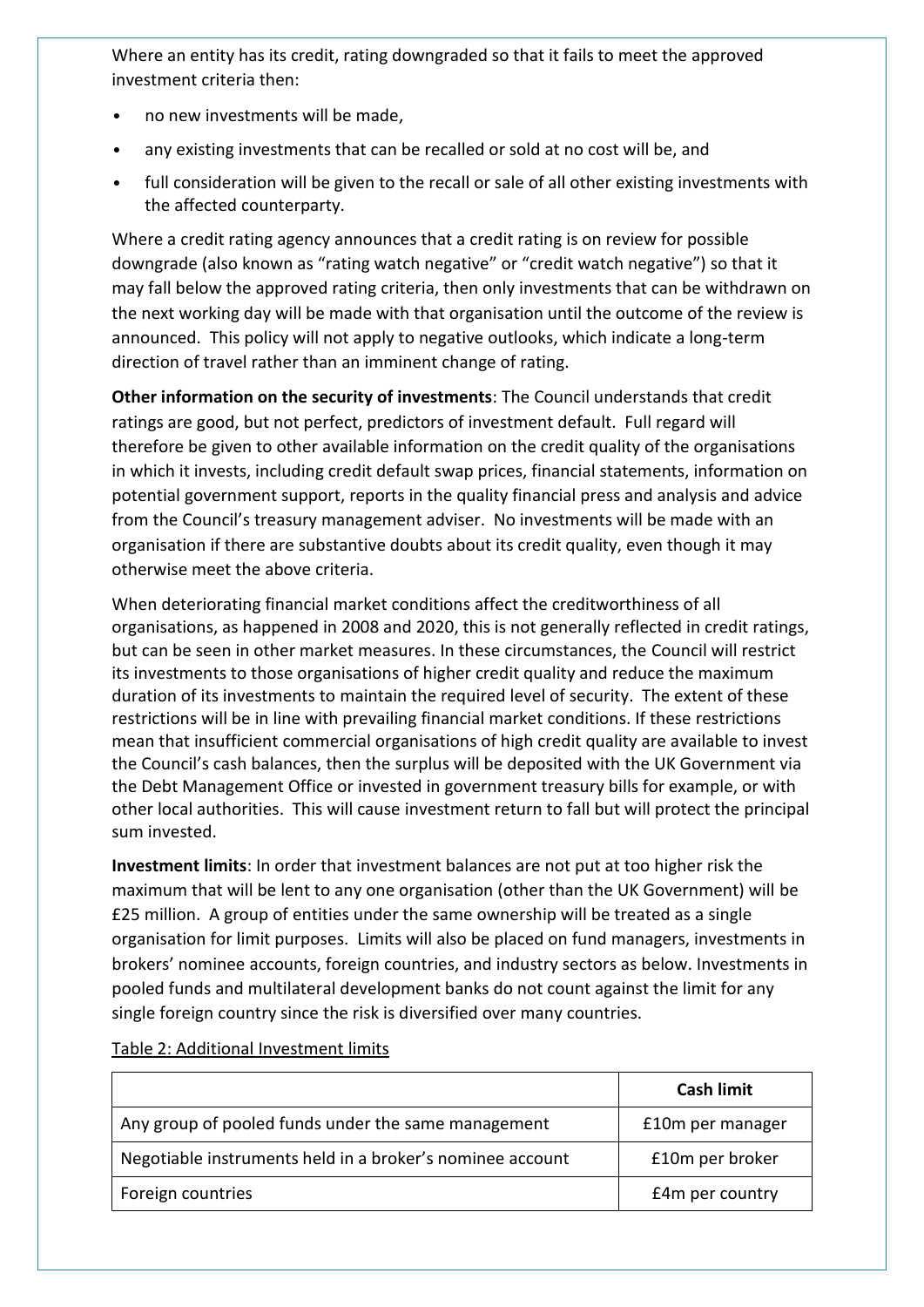Where an entity has its credit, rating downgraded so that it fails to meet the approved investment criteria then:

- no new investments will be made,
- any existing investments that can be recalled or sold at no cost will be, and
- full consideration will be given to the recall or sale of all other existing investments with the affected counterparty.

Where a credit rating agency announces that a credit rating is on review for possible downgrade (also known as "rating watch negative" or "credit watch negative") so that it may fall below the approved rating criteria, then only investments that can be withdrawn on the next working day will be made with that organisation until the outcome of the review is announced. This policy will not apply to negative outlooks, which indicate a long-term direction of travel rather than an imminent change of rating.

**Other information on the security of investments**: The Council understands that credit ratings are good, but not perfect, predictors of investment default. Full regard will therefore be given to other available information on the credit quality of the organisations in which it invests, including credit default swap prices, financial statements, information on potential government support, reports in the quality financial press and analysis and advice from the Council's treasury management adviser. No investments will be made with an organisation if there are substantive doubts about its credit quality, even though it may otherwise meet the above criteria.

When deteriorating financial market conditions affect the creditworthiness of all organisations, as happened in 2008 and 2020, this is not generally reflected in credit ratings, but can be seen in other market measures. In these circumstances, the Council will restrict its investments to those organisations of higher credit quality and reduce the maximum duration of its investments to maintain the required level of security. The extent of these restrictions will be in line with prevailing financial market conditions. If these restrictions mean that insufficient commercial organisations of high credit quality are available to invest the Council's cash balances, then the surplus will be deposited with the UK Government via the Debt Management Office or invested in government treasury bills for example, or with other local authorities. This will cause investment return to fall but will protect the principal sum invested.

**Investment limits**: In order that investment balances are not put at too higher risk the maximum that will be lent to any one organisation (other than the UK Government) will be £25 million. A group of entities under the same ownership will be treated as a single organisation for limit purposes. Limits will also be placed on fund managers, investments in brokers' nominee accounts, foreign countries, and industry sectors as below. Investments in pooled funds and multilateral development banks do not count against the limit for any single foreign country since the risk is diversified over many countries.

Table 2: Additional Investment limits

| | **Cash limit** |
|---|---|
| Any group of pooled funds under the same management | £10m per manager |
| Negotiable instruments held in a broker's nominee account | £10m per broker |
| Foreign countries | £4m per country |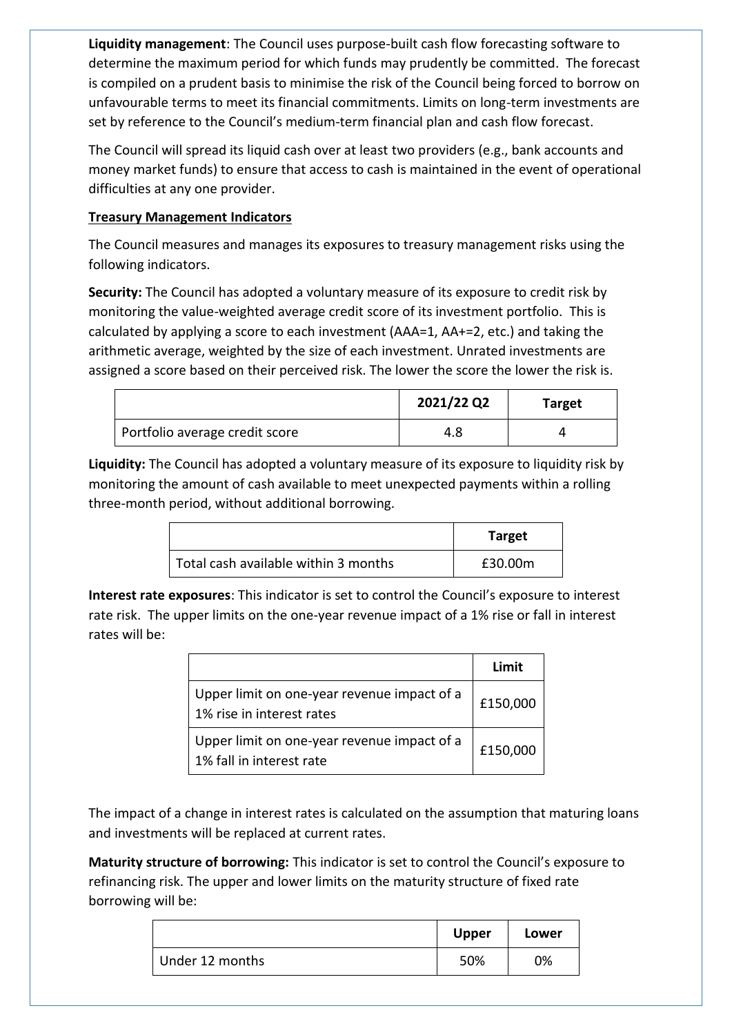**Liquidity management**: The Council uses purpose-built cash flow forecasting software to determine the maximum period for which funds may prudently be committed. The forecast is compiled on a prudent basis to minimise the risk of the Council being forced to borrow on unfavourable terms to meet its financial commitments. Limits on long-term investments are set by reference to the Council's medium-term financial plan and cash flow forecast.

The Council will spread its liquid cash over at least two providers (e.g., bank accounts and money market funds) to ensure that access to cash is maintained in the event of operational difficulties at any one provider.

**Treasury Management Indicators**

The Council measures and manages its exposures to treasury management risks using the following indicators.

**Security:** The Council has adopted a voluntary measure of its exposure to credit risk by monitoring the value-weighted average credit score of its investment portfolio. This is calculated by applying a score to each investment (AAA=1, AA+=2, etc.) and taking the arithmetic average, weighted by the size of each investment. Unrated investments are assigned a score based on their perceived risk. The lower the score the lower the risk is.

| | 2021/22 Q2 | Target |
|---|---|---|
| Portfolio average credit score | 4.8 | 4 |

**Liquidity:** The Council has adopted a voluntary measure of its exposure to liquidity risk by monitoring the amount of cash available to meet unexpected payments within a rolling three-month period, without additional borrowing.

| | Target |
|---|---|
| Total cash available within 3 months | £30.00m |

**Interest rate exposures**: This indicator is set to control the Council's exposure to interest rate risk. The upper limits on the one-year revenue impact of a 1% rise or fall in interest rates will be:

| | Limit |
|---|---|
| Upper limit on one-year revenue impact of a 1% rise in interest rates | £150,000 |
| Upper limit on one-year revenue impact of a 1% fall in interest rate | £150,000 |

The impact of a change in interest rates is calculated on the assumption that maturing loans and investments will be replaced at current rates.

**Maturity structure of borrowing:** This indicator is set to control the Council's exposure to refinancing risk. The upper and lower limits on the maturity structure of fixed rate borrowing will be:

| | Upper | Lower |
|---|---|---|
| Under 12 months | 50% | 0% |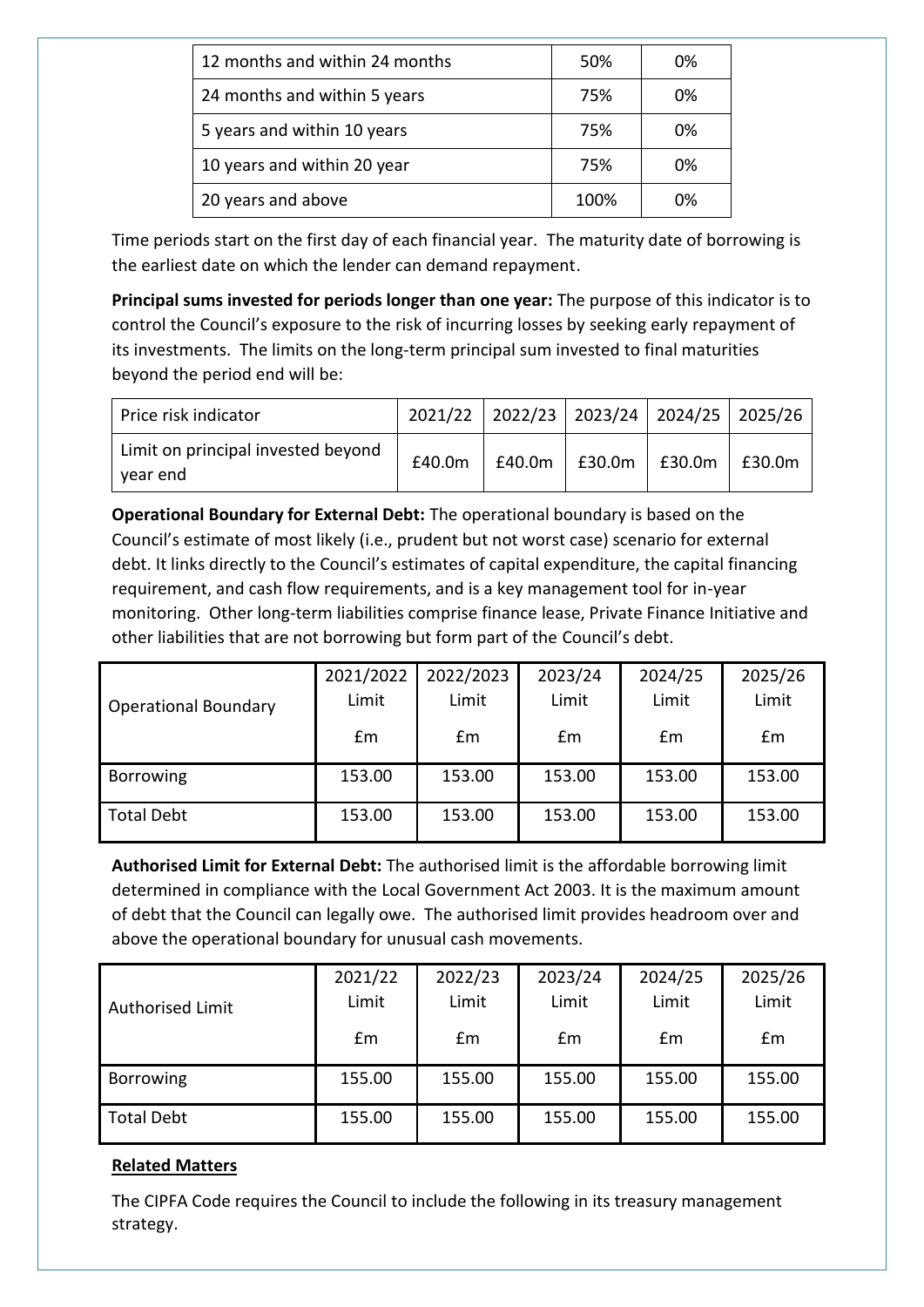| 12 months and within 24 months | 50% | 0% |
| --- | --- | --- |
| 24 months and within 5 years | 75% | 0% |
| 5 years and within 10 years | 75% | 0% |
| 10 years and within 20 year | 75% | 0% |
| 20 years and above | 100% | 0% |

Time periods start on the first day of each financial year. The maturity date of borrowing is the earliest date on which the lender can demand repayment.

**Principal sums invested for periods longer than one year:** The purpose of this indicator is to control the Council's exposure to the risk of incurring losses by seeking early repayment of its investments. The limits on the long-term principal sum invested to final maturities beyond the period end will be:

| Price risk indicator | 2021/22 | 2022/23 | 2023/24 | 2024/25 | 2025/26 |
| --- | --- | --- | --- | --- | --- |
| Limit on principal invested beyond year end | £40.0m | £40.0m | £30.0m | £30.0m | £30.0m |

**Operational Boundary for External Debt:** The operational boundary is based on the Council's estimate of most likely (i.e., prudent but not worst case) scenario for external debt. It links directly to the Council's estimates of capital expenditure, the capital financing requirement, and cash flow requirements, and is a key management tool for in-year monitoring. Other long-term liabilities comprise finance lease, Private Finance Initiative and other liabilities that are not borrowing but form part of the Council's debt.

| Operational Boundary | 2021/2022 Limit £m | 2022/2023 Limit £m | 2023/24 Limit £m | 2024/25 Limit £m | 2025/26 Limit £m |
| --- | --- | --- | --- | --- | --- |
| Borrowing | 153.00 | 153.00 | 153.00 | 153.00 | 153.00 |
| Total Debt | 153.00 | 153.00 | 153.00 | 153.00 | 153.00 |

**Authorised Limit for External Debt:** The authorised limit is the affordable borrowing limit determined in compliance with the Local Government Act 2003. It is the maximum amount of debt that the Council can legally owe. The authorised limit provides headroom over and above the operational boundary for unusual cash movements.

| Authorised Limit | 2021/22 Limit £m | 2022/23 Limit £m | 2023/24 Limit £m | 2024/25 Limit £m | 2025/26 Limit £m |
| --- | --- | --- | --- | --- | --- |
| Borrowing | 155.00 | 155.00 | 155.00 | 155.00 | 155.00 |
| Total Debt | 155.00 | 155.00 | 155.00 | 155.00 | 155.00 |

**Related Matters**

The CIPFA Code requires the Council to include the following in its treasury management strategy.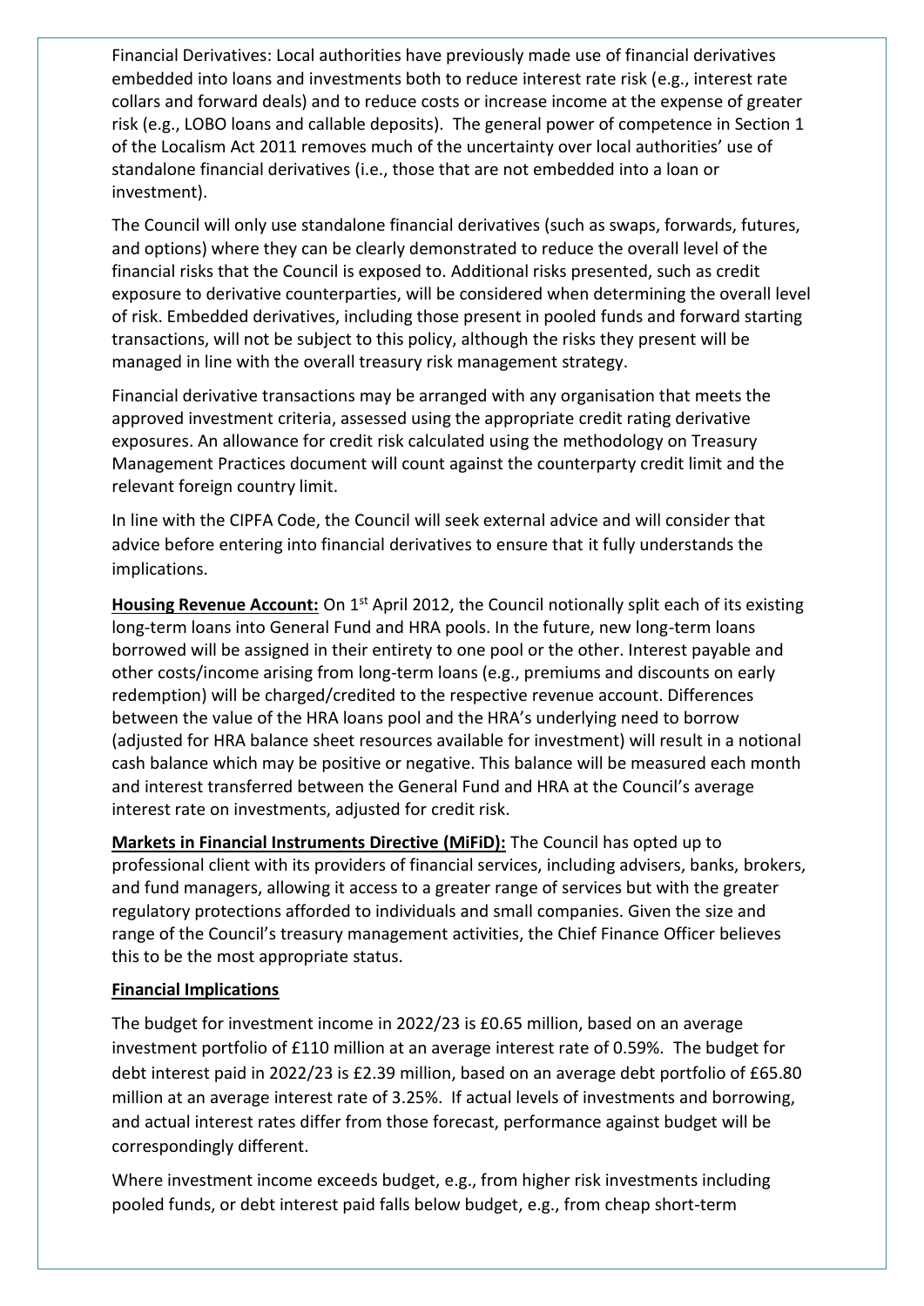Financial Derivatives: Local authorities have previously made use of financial derivatives embedded into loans and investments both to reduce interest rate risk (e.g., interest rate collars and forward deals) and to reduce costs or increase income at the expense of greater risk (e.g., LOBO loans and callable deposits). The general power of competence in Section 1 of the Localism Act 2011 removes much of the uncertainty over local authorities' use of standalone financial derivatives (i.e., those that are not embedded into a loan or investment).

The Council will only use standalone financial derivatives (such as swaps, forwards, futures, and options) where they can be clearly demonstrated to reduce the overall level of the financial risks that the Council is exposed to. Additional risks presented, such as credit exposure to derivative counterparties, will be considered when determining the overall level of risk. Embedded derivatives, including those present in pooled funds and forward starting transactions, will not be subject to this policy, although the risks they present will be managed in line with the overall treasury risk management strategy.

Financial derivative transactions may be arranged with any organisation that meets the approved investment criteria, assessed using the appropriate credit rating derivative exposures. An allowance for credit risk calculated using the methodology on Treasury Management Practices document will count against the counterparty credit limit and the relevant foreign country limit.

In line with the CIPFA Code, the Council will seek external advice and will consider that advice before entering into financial derivatives to ensure that it fully understands the implications.

**Housing Revenue Account:** On 1st April 2012, the Council notionally split each of its existing long-term loans into General Fund and HRA pools. In the future, new long-term loans borrowed will be assigned in their entirety to one pool or the other. Interest payable and other costs/income arising from long-term loans (e.g., premiums and discounts on early redemption) will be charged/credited to the respective revenue account. Differences between the value of the HRA loans pool and the HRA's underlying need to borrow (adjusted for HRA balance sheet resources available for investment) will result in a notional cash balance which may be positive or negative. This balance will be measured each month and interest transferred between the General Fund and HRA at the Council's average interest rate on investments, adjusted for credit risk.

**Markets in Financial Instruments Directive (MiFiD):** The Council has opted up to professional client with its providers of financial services, including advisers, banks, brokers, and fund managers, allowing it access to a greater range of services but with the greater regulatory protections afforded to individuals and small companies. Given the size and range of the Council's treasury management activities, the Chief Finance Officer believes this to be the most appropriate status.

**Financial Implications**

The budget for investment income in 2022/23 is £0.65 million, based on an average investment portfolio of £110 million at an average interest rate of 0.59%. The budget for debt interest paid in 2022/23 is £2.39 million, based on an average debt portfolio of £65.80 million at an average interest rate of 3.25%. If actual levels of investments and borrowing, and actual interest rates differ from those forecast, performance against budget will be correspondingly different.

Where investment income exceeds budget, e.g., from higher risk investments including pooled funds, or debt interest paid falls below budget, e.g., from cheap short-term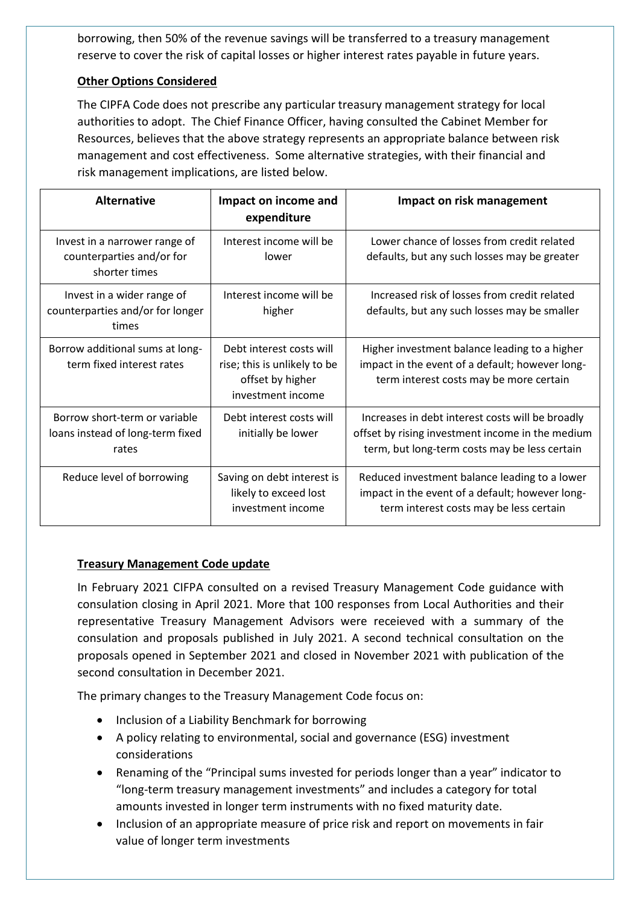borrowing, then 50% of the revenue savings will be transferred to a treasury management reserve to cover the risk of capital losses or higher interest rates payable in future years.

**Other Options Considered**

The CIPFA Code does not prescribe any particular treasury management strategy for local authorities to adopt. The Chief Finance Officer, having consulted the Cabinet Member for Resources, believes that the above strategy represents an appropriate balance between risk management and cost effectiveness. Some alternative strategies, with their financial and risk management implications, are listed below.

| Alternative | Impact on income and expenditure | Impact on risk management |
|---|---|---|
| Invest in a narrower range of counterparties and/or for shorter times | Interest income will be lower | Lower chance of losses from credit related defaults, but any such losses may be greater |
| Invest in a wider range of counterparties and/or for longer times | Interest income will be higher | Increased risk of losses from credit related defaults, but any such losses may be smaller |
| Borrow additional sums at long-term fixed interest rates | Debt interest costs will rise; this is unlikely to be offset by higher investment income | Higher investment balance leading to a higher impact in the event of a default; however long-term interest costs may be more certain |
| Borrow short-term or variable loans instead of long-term fixed rates | Debt interest costs will initially be lower | Increases in debt interest costs will be broadly offset by rising investment income in the medium term, but long-term costs may be less certain |
| Reduce level of borrowing | Saving on debt interest is likely to exceed lost investment income | Reduced investment balance leading to a lower impact in the event of a default; however long-term interest costs may be less certain |

**Treasury Management Code update**

In February 2021 CIFPA consulted on a revised Treasury Management Code guidance with consulation closing in April 2021. More that 100 responses from Local Authorities and their representative Treasury Management Advisors were receieved with a summary of the consulation and proposals published in July 2021. A second technical consultation on the proposals opened in September 2021 and closed in November 2021 with publication of the second consultation in December 2021.

The primary changes to the Treasury Management Code focus on:

- Inclusion of a Liability Benchmark for borrowing
- A policy relating to environmental, social and governance (ESG) investment considerations
- Renaming of the "Principal sums invested for periods longer than a year" indicator to "long-term treasury management investments" and includes a category for total amounts invested in longer term instruments with no fixed maturity date.
- Inclusion of an appropriate measure of price risk and report on movements in fair value of longer term investments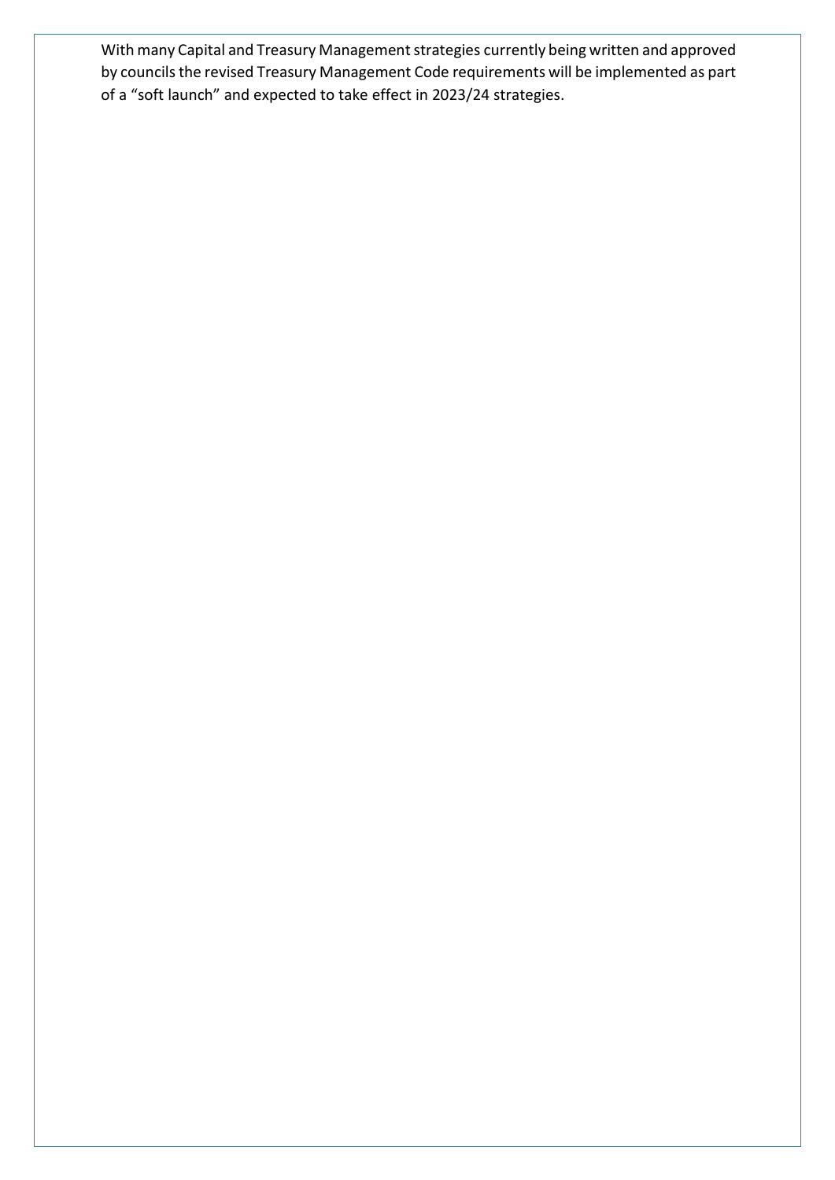With many Capital and Treasury Management strategies currently being written and approved by councils the revised Treasury Management Code requirements will be implemented as part of a "soft launch" and expected to take effect in 2023/24 strategies.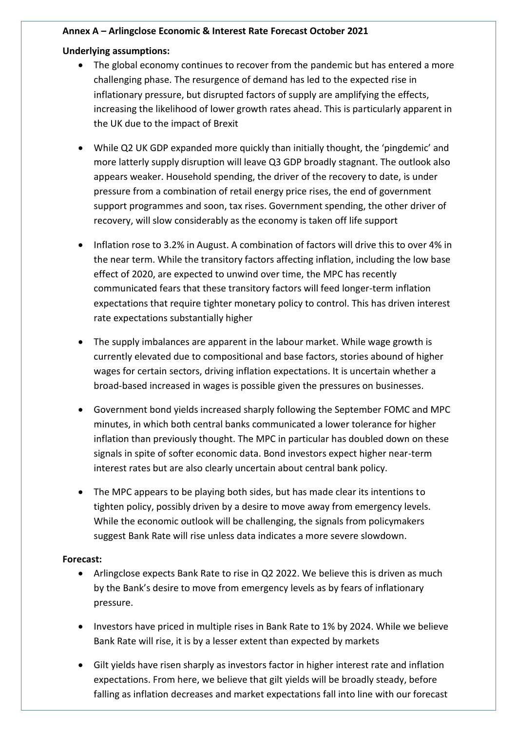**Annex A – Arlingclose Economic & Interest Rate Forecast October 2021**

**Underlying assumptions:**

- The global economy continues to recover from the pandemic but has entered a more challenging phase. The resurgence of demand has led to the expected rise in inflationary pressure, but disrupted factors of supply are amplifying the effects, increasing the likelihood of lower growth rates ahead. This is particularly apparent in the UK due to the impact of Brexit

- While Q2 UK GDP expanded more quickly than initially thought, the 'pingdemic' and more latterly supply disruption will leave Q3 GDP broadly stagnant. The outlook also appears weaker. Household spending, the driver of the recovery to date, is under pressure from a combination of retail energy price rises, the end of government support programmes and soon, tax rises. Government spending, the other driver of recovery, will slow considerably as the economy is taken off life support

- Inflation rose to 3.2% in August. A combination of factors will drive this to over 4% in the near term. While the transitory factors affecting inflation, including the low base effect of 2020, are expected to unwind over time, the MPC has recently communicated fears that these transitory factors will feed longer-term inflation expectations that require tighter monetary policy to control. This has driven interest rate expectations substantially higher

- The supply imbalances are apparent in the labour market. While wage growth is currently elevated due to compositional and base factors, stories abound of higher wages for certain sectors, driving inflation expectations. It is uncertain whether a broad-based increased in wages is possible given the pressures on businesses.

- Government bond yields increased sharply following the September FOMC and MPC minutes, in which both central banks communicated a lower tolerance for higher inflation than previously thought. The MPC in particular has doubled down on these signals in spite of softer economic data. Bond investors expect higher near-term interest rates but are also clearly uncertain about central bank policy.

- The MPC appears to be playing both sides, but has made clear its intentions to tighten policy, possibly driven by a desire to move away from emergency levels. While the economic outlook will be challenging, the signals from policymakers suggest Bank Rate will rise unless data indicates a more severe slowdown.

**Forecast:**

- Arlingclose expects Bank Rate to rise in Q2 2022. We believe this is driven as much by the Bank's desire to move from emergency levels as by fears of inflationary pressure.

- Investors have priced in multiple rises in Bank Rate to 1% by 2024. While we believe Bank Rate will rise, it is by a lesser extent than expected by markets

- Gilt yields have risen sharply as investors factor in higher interest rate and inflation expectations. From here, we believe that gilt yields will be broadly steady, before falling as inflation decreases and market expectations fall into line with our forecast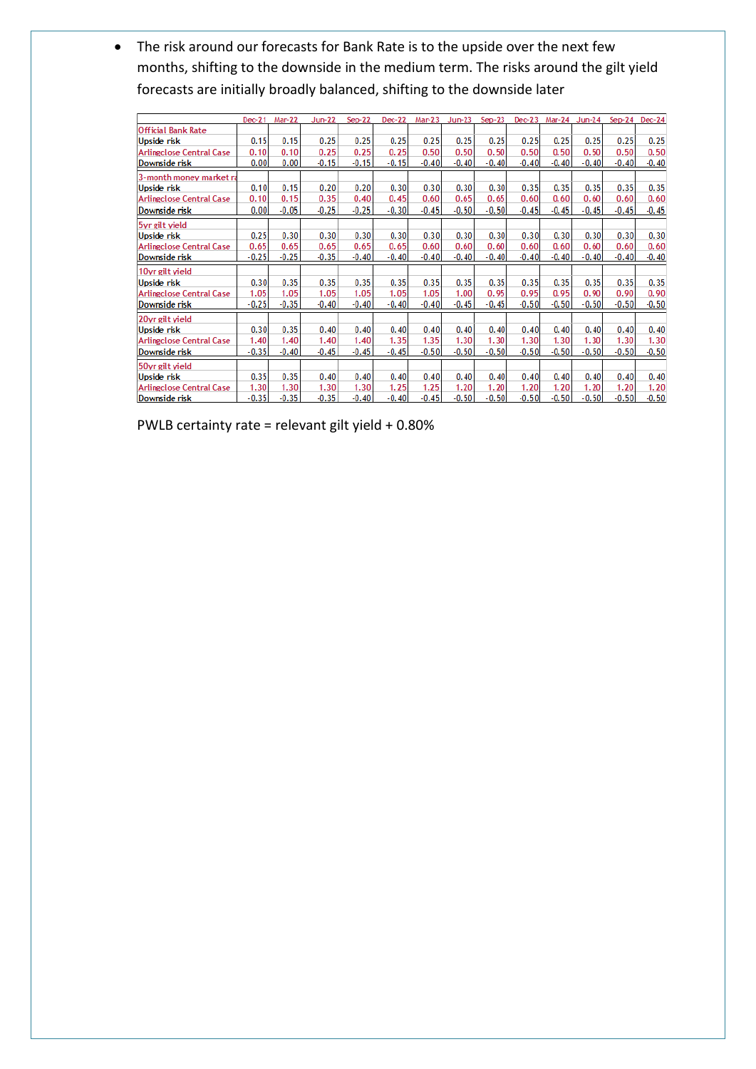- The risk around our forecasts for Bank Rate is to the upside over the next few months, shifting to the downside in the medium term. The risks around the gilt yield forecasts are initially broadly balanced, shifting to the downside later

| | Dec-21 | Mar-22 | Jun-22 | Sep-22 | Dec-22 | Mar-23 | Jun-23 | Sep-23 | Dec-23 | Mar-24 | Jun-24 | Sep-24 | Dec-24 |
|---|---|---|---|---|---|---|---|---|---|---|---|---|---|
| Official Bank Rate | | | | | | | | | | | | | |
| Upside risk | 0.15 | 0.15 | 0.25 | 0.25 | 0.25 | 0.25 | 0.25 | 0.25 | 0.25 | 0.25 | 0.25 | 0.25 | 0.25 |
| Arlingclose Central Case | 0.10 | 0.10 | 0.25 | 0.25 | 0.25 | 0.50 | 0.50 | 0.50 | 0.50 | 0.50 | 0.50 | 0.50 | 0.50 |
| Downside risk | 0.00 | 0.00 | -0.15 | -0.15 | -0.15 | -0.40 | -0.40 | -0.40 | -0.40 | -0.40 | -0.40 | -0.40 | -0.40 |
| 3-month money market ra | | | | | | | | | | | | | |
| Upside risk | 0.10 | 0.15 | 0.20 | 0.20 | 0.30 | 0.30 | 0.30 | 0.30 | 0.35 | 0.35 | 0.35 | 0.35 | 0.35 |
| Arlingclose Central Case | 0.10 | 0.15 | 0.35 | 0.40 | 0.45 | 0.60 | 0.65 | 0.65 | 0.60 | 0.60 | 0.60 | 0.60 | 0.60 |
| Downside risk | 0.00 | -0.05 | -0.25 | -0.25 | -0.30 | -0.45 | -0.50 | -0.50 | -0.45 | -0.45 | -0.45 | -0.45 | -0.45 |
| 5yr gilt yield | | | | | | | | | | | | | |
| Upside risk | 0.25 | 0.30 | 0.30 | 0.30 | 0.30 | 0.30 | 0.30 | 0.30 | 0.30 | 0.30 | 0.30 | 0.30 | 0.30 |
| Arlingclose Central Case | 0.65 | 0.65 | 0.65 | 0.65 | 0.65 | 0.60 | 0.60 | 0.60 | 0.60 | 0.60 | 0.60 | 0.60 | 0.60 |
| Downside risk | -0.25 | -0.25 | -0.35 | -0.40 | -0.40 | -0.40 | -0.40 | -0.40 | -0.40 | -0.40 | -0.40 | -0.40 | -0.40 |
| 10yr gilt yield | | | | | | | | | | | | | |
| Upside risk | 0.30 | 0.35 | 0.35 | 0.35 | 0.35 | 0.35 | 0.35 | 0.35 | 0.35 | 0.35 | 0.35 | 0.35 | 0.35 |
| Arlingclose Central Case | 1.05 | 1.05 | 1.05 | 1.05 | 1.05 | 1.05 | 1.00 | 0.95 | 0.95 | 0.95 | 0.90 | 0.90 | 0.90 |
| Downside risk | -0.25 | -0.35 | -0.40 | -0.40 | -0.40 | -0.40 | -0.45 | -0.45 | -0.50 | -0.50 | -0.50 | -0.50 | -0.50 |
| 20yr gilt yield | | | | | | | | | | | | | |
| Upside risk | 0.30 | 0.35 | 0.40 | 0.40 | 0.40 | 0.40 | 0.40 | 0.40 | 0.40 | 0.40 | 0.40 | 0.40 | 0.40 |
| Arlingclose Central Case | 1.40 | 1.40 | 1.40 | 1.40 | 1.35 | 1.35 | 1.30 | 1.30 | 1.30 | 1.30 | 1.30 | 1.30 | 1.30 |
| Downside risk | -0.35 | -0.40 | -0.45 | -0.45 | -0.45 | -0.50 | -0.50 | -0.50 | -0.50 | -0.50 | -0.50 | -0.50 | -0.50 |
| 50yr gilt yield | | | | | | | | | | | | | |
| Upside risk | 0.35 | 0.35 | 0.40 | 0.40 | 0.40 | 0.40 | 0.40 | 0.40 | 0.40 | 0.40 | 0.40 | 0.40 | 0.40 |
| Arlingclose Central Case | 1.30 | 1.30 | 1.30 | 1.30 | 1.25 | 1.25 | 1.20 | 1.20 | 1.20 | 1.20 | 1.20 | 1.20 | 1.20 |
| Downside risk | -0.35 | -0.35 | -0.35 | -0.40 | -0.40 | -0.45 | -0.50 | -0.50 | -0.50 | -0.50 | -0.50 | -0.50 | -0.50 |

PWLB certainty rate = relevant gilt yield + 0.80%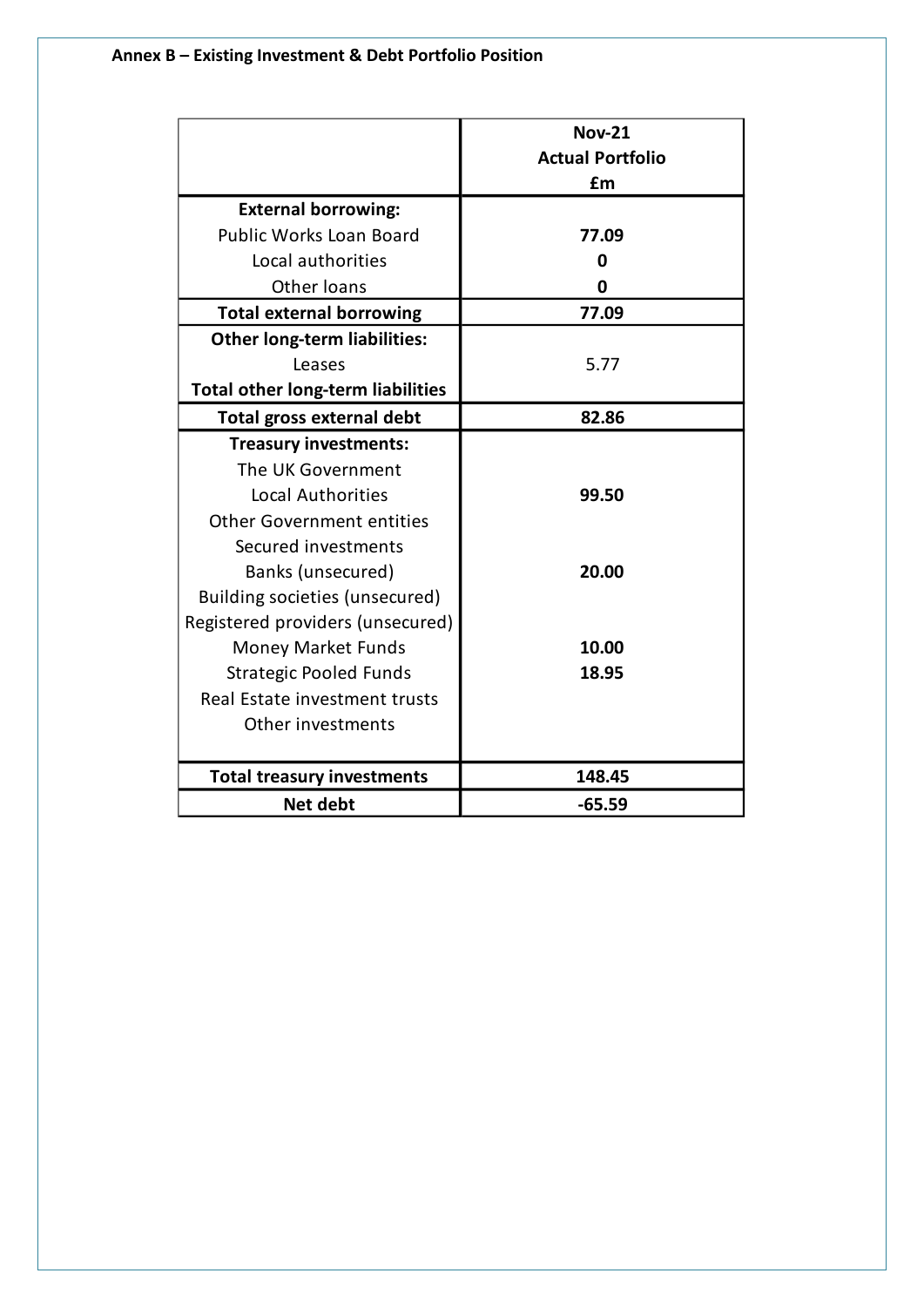**Annex B – Existing Investment & Debt Portfolio Position**

| | Nov-21 Actual Portfolio £m |
|---|---|
| **External borrowing:** | |
| Public Works Loan Board | **77.09** |
| Local authorities | **0** |
| Other loans | **0** |
| **Total external borrowing** | **77.09** |
| **Other long-term liabilities:** | |
| Leases | 5.77 |
| **Total other long-term liabilities** | |
| **Total gross external debt** | **82.86** |
| **Treasury investments:** | |
| The UK Government | |
| Local Authorities | **99.50** |
| Other Government entities | |
| Secured investments | |
| Banks (unsecured) | **20.00** |
| Building societies (unsecured) | |
| Registered providers (unsecured) | |
| Money Market Funds | **10.00** |
| Strategic Pooled Funds | **18.95** |
| Real Estate investment trusts | |
| Other investments | |
| **Total treasury investments** | **148.45** |
| **Net debt** | **-65.59** |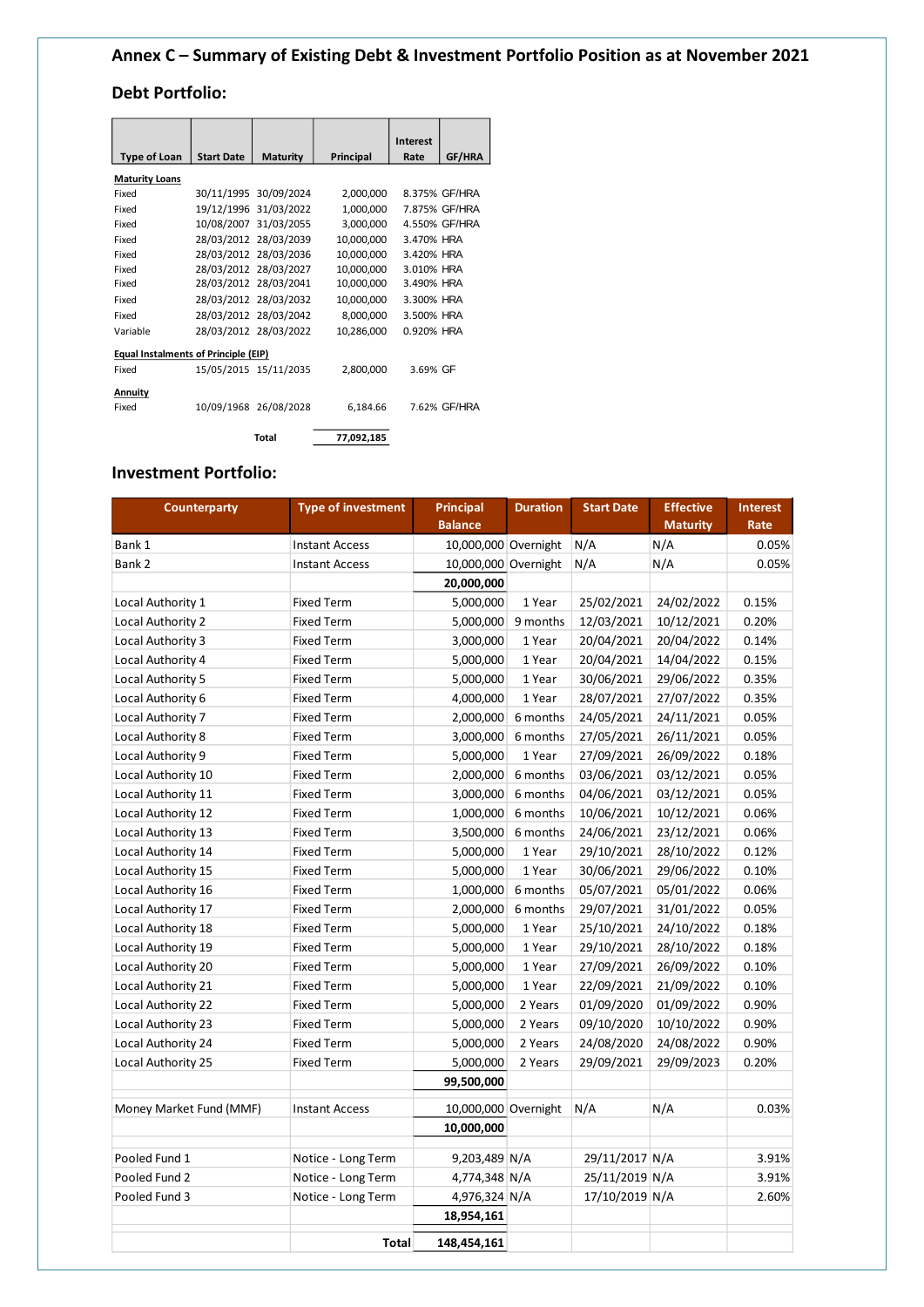# Annex C – Summary of Existing Debt & Investment Portfolio Position as at November 2021

## Debt Portfolio:

| Type of Loan | Start Date | Maturity | Principal | Interest Rate | GF/HRA |
|---|---|---|---|---|---|
| **Maturity Loans** | | | | | |
| Fixed | 30/11/1995 | 30/09/2024 | 2,000,000 | 8.375% | GF/HRA |
| Fixed | 19/12/1996 | 31/03/2022 | 1,000,000 | 7.875% | GF/HRA |
| Fixed | 10/08/2007 | 31/03/2055 | 3,000,000 | 4.550% | GF/HRA |
| Fixed | 28/03/2012 | 28/03/2039 | 10,000,000 | 3.470% | HRA |
| Fixed | 28/03/2012 | 28/03/2036 | 10,000,000 | 3.420% | HRA |
| Fixed | 28/03/2012 | 28/03/2027 | 10,000,000 | 3.010% | HRA |
| Fixed | 28/03/2012 | 28/03/2041 | 10,000,000 | 3.490% | HRA |
| Fixed | 28/03/2012 | 28/03/2032 | 10,000,000 | 3.300% | HRA |
| Fixed | 28/03/2012 | 28/03/2042 | 8,000,000 | 3.500% | HRA |
| Variable | 28/03/2012 | 28/03/2022 | 10,286,000 | 0.920% | HRA |
| **Equal Instalments of Principle (EIP)** | | | | | |
| Fixed | 15/05/2015 | 15/11/2035 | 2,800,000 | 3.69% | GF |
| **Annuity** | | | | | |
| Fixed | 10/09/1968 | 26/08/2028 | 6,184.66 | 7.62% | GF/HRA |
| | | **Total** | **77,092,185** | | |

## Investment Portfolio:

| Counterparty | Type of investment | Principal Balance | Duration | Start Date | Effective Maturity | Interest Rate |
|---|---|---|---|---|---|---|
| Bank 1 | Instant Access | 10,000,000 | Overnight | N/A | N/A | 0.05% |
| Bank 2 | Instant Access | 10,000,000 | Overnight | N/A | N/A | 0.05% |
| | | **20,000,000** | | | | |
| Local Authority 1 | Fixed Term | 5,000,000 | 1 Year | 25/02/2021 | 24/02/2022 | 0.15% |
| Local Authority 2 | Fixed Term | 5,000,000 | 9 months | 12/03/2021 | 10/12/2021 | 0.20% |
| Local Authority 3 | Fixed Term | 3,000,000 | 1 Year | 20/04/2021 | 20/04/2022 | 0.14% |
| Local Authority 4 | Fixed Term | 5,000,000 | 1 Year | 20/04/2021 | 14/04/2022 | 0.15% |
| Local Authority 5 | Fixed Term | 5,000,000 | 1 Year | 30/06/2021 | 29/06/2022 | 0.35% |
| Local Authority 6 | Fixed Term | 4,000,000 | 1 Year | 28/07/2021 | 27/07/2022 | 0.35% |
| Local Authority 7 | Fixed Term | 2,000,000 | 6 months | 24/05/2021 | 24/11/2021 | 0.05% |
| Local Authority 8 | Fixed Term | 3,000,000 | 6 months | 27/05/2021 | 26/11/2021 | 0.05% |
| Local Authority 9 | Fixed Term | 5,000,000 | 1 Year | 27/09/2021 | 26/09/2022 | 0.18% |
| Local Authority 10 | Fixed Term | 2,000,000 | 6 months | 03/06/2021 | 03/12/2021 | 0.05% |
| Local Authority 11 | Fixed Term | 3,000,000 | 6 months | 04/06/2021 | 03/12/2021 | 0.05% |
| Local Authority 12 | Fixed Term | 1,000,000 | 6 months | 10/06/2021 | 10/12/2021 | 0.06% |
| Local Authority 13 | Fixed Term | 3,500,000 | 6 months | 24/06/2021 | 23/12/2021 | 0.06% |
| Local Authority 14 | Fixed Term | 5,000,000 | 1 Year | 29/10/2021 | 28/10/2022 | 0.12% |
| Local Authority 15 | Fixed Term | 5,000,000 | 1 Year | 30/06/2021 | 29/06/2022 | 0.10% |
| Local Authority 16 | Fixed Term | 1,000,000 | 6 months | 05/07/2021 | 05/01/2022 | 0.06% |
| Local Authority 17 | Fixed Term | 2,000,000 | 6 months | 29/07/2021 | 31/01/2022 | 0.05% |
| Local Authority 18 | Fixed Term | 5,000,000 | 1 Year | 25/10/2021 | 24/10/2022 | 0.18% |
| Local Authority 19 | Fixed Term | 5,000,000 | 1 Year | 29/10/2021 | 28/10/2022 | 0.18% |
| Local Authority 20 | Fixed Term | 5,000,000 | 1 Year | 27/09/2021 | 26/09/2022 | 0.10% |
| Local Authority 21 | Fixed Term | 5,000,000 | 1 Year | 22/09/2021 | 21/09/2022 | 0.10% |
| Local Authority 22 | Fixed Term | 5,000,000 | 2 Years | 01/09/2020 | 01/09/2022 | 0.90% |
| Local Authority 23 | Fixed Term | 5,000,000 | 2 Years | 09/10/2020 | 10/10/2022 | 0.90% |
| Local Authority 24 | Fixed Term | 5,000,000 | 2 Years | 24/08/2020 | 24/08/2022 | 0.90% |
| Local Authority 25 | Fixed Term | 5,000,000 | 2 Years | 29/09/2021 | 29/09/2023 | 0.20% |
| | | **99,500,000** | | | | |
| Money Market Fund (MMF) | Instant Access | 10,000,000 | Overnight | N/A | N/A | 0.03% |
| | | **10,000,000** | | | | |
| Pooled Fund 1 | Notice - Long Term | 9,203,489 | N/A | 29/11/2017 | N/A | 3.91% |
| Pooled Fund 2 | Notice - Long Term | 4,774,348 | N/A | 25/11/2019 | N/A | 3.91% |
| Pooled Fund 3 | Notice - Long Term | 4,976,324 | N/A | 17/10/2019 | N/A | 2.60% |
| | | **18,954,161** | | | | |
| | **Total** | **148,454,161** | | | | |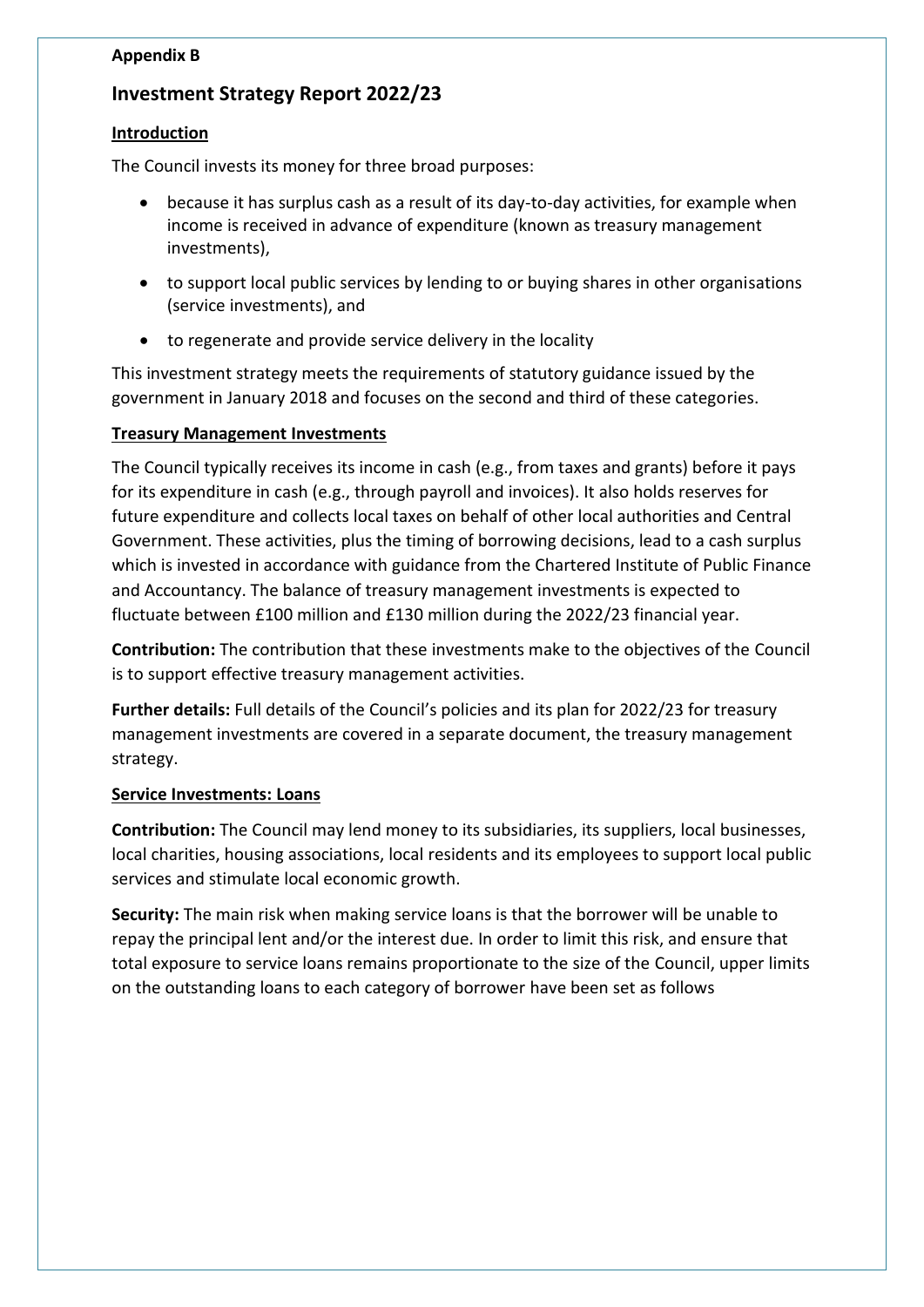**Appendix B**

# Investment Strategy Report 2022/23

## Introduction

The Council invests its money for three broad purposes:

- because it has surplus cash as a result of its day-to-day activities, for example when income is received in advance of expenditure (known as treasury management investments),
- to support local public services by lending to or buying shares in other organisations (service investments), and
- to regenerate and provide service delivery in the locality

This investment strategy meets the requirements of statutory guidance issued by the government in January 2018 and focuses on the second and third of these categories.

## Treasury Management Investments

The Council typically receives its income in cash (e.g., from taxes and grants) before it pays for its expenditure in cash (e.g., through payroll and invoices). It also holds reserves for future expenditure and collects local taxes on behalf of other local authorities and Central Government. These activities, plus the timing of borrowing decisions, lead to a cash surplus which is invested in accordance with guidance from the Chartered Institute of Public Finance and Accountancy. The balance of treasury management investments is expected to fluctuate between £100 million and £130 million during the 2022/23 financial year.

**Contribution:** The contribution that these investments make to the objectives of the Council is to support effective treasury management activities.

**Further details:** Full details of the Council's policies and its plan for 2022/23 for treasury management investments are covered in a separate document, the treasury management strategy.

## Service Investments: Loans

**Contribution:** The Council may lend money to its subsidiaries, its suppliers, local businesses, local charities, housing associations, local residents and its employees to support local public services and stimulate local economic growth.

**Security:** The main risk when making service loans is that the borrower will be unable to repay the principal lent and/or the interest due. In order to limit this risk, and ensure that total exposure to service loans remains proportionate to the size of the Council, upper limits on the outstanding loans to each category of borrower have been set as follows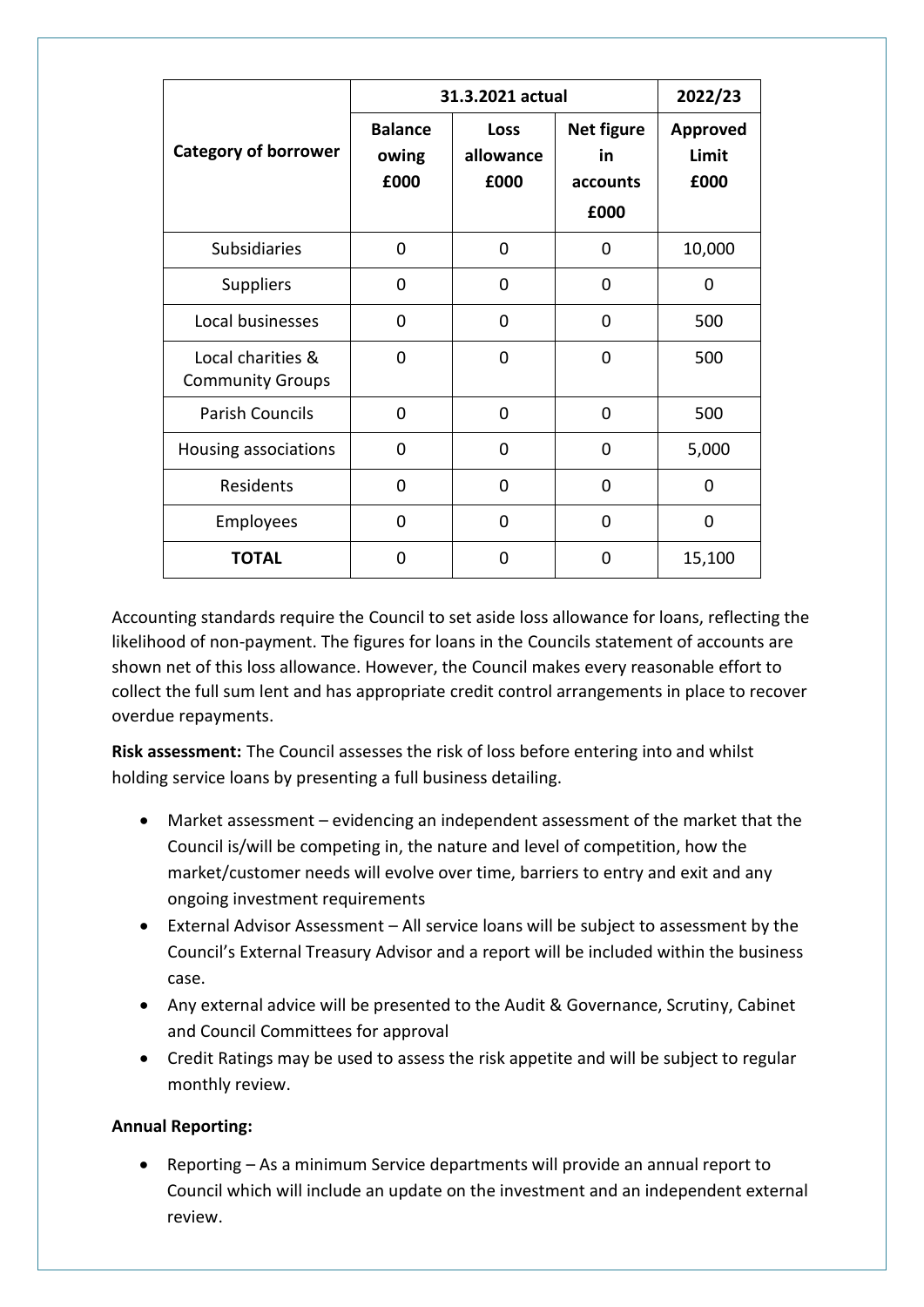| Category of borrower | 31.3.2021 actual | | | 2022/23 |
|---|---|---|---|---|
| | **Balance owing £000** | **Loss allowance £000** | **Net figure in accounts £000** | **Approved Limit £000** |
| Subsidiaries | 0 | 0 | 0 | 10,000 |
| Suppliers | 0 | 0 | 0 | 0 |
| Local businesses | 0 | 0 | 0 | 500 |
| Local charities & Community Groups | 0 | 0 | 0 | 500 |
| Parish Councils | 0 | 0 | 0 | 500 |
| Housing associations | 0 | 0 | 0 | 5,000 |
| Residents | 0 | 0 | 0 | 0 |
| Employees | 0 | 0 | 0 | 0 |
| **TOTAL** | 0 | 0 | 0 | 15,100 |

Accounting standards require the Council to set aside loss allowance for loans, reflecting the likelihood of non-payment. The figures for loans in the Councils statement of accounts are shown net of this loss allowance. However, the Council makes every reasonable effort to collect the full sum lent and has appropriate credit control arrangements in place to recover overdue repayments.

**Risk assessment:** The Council assesses the risk of loss before entering into and whilst holding service loans by presenting a full business detailing.

- Market assessment – evidencing an independent assessment of the market that the Council is/will be competing in, the nature and level of competition, how the market/customer needs will evolve over time, barriers to entry and exit and any ongoing investment requirements
- External Advisor Assessment – All service loans will be subject to assessment by the Council's External Treasury Advisor and a report will be included within the business case.
- Any external advice will be presented to the Audit & Governance, Scrutiny, Cabinet and Council Committees for approval
- Credit Ratings may be used to assess the risk appetite and will be subject to regular monthly review.

**Annual Reporting:**

- Reporting – As a minimum Service departments will provide an annual report to Council which will include an update on the investment and an independent external review.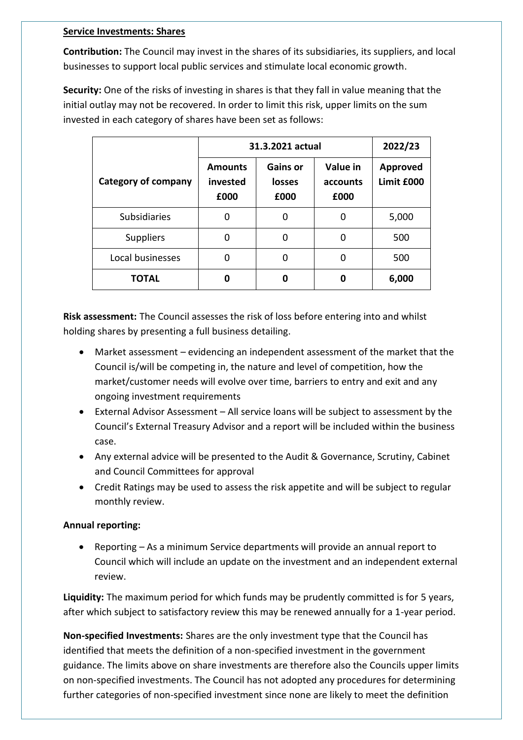**Service Investments: Shares**

**Contribution:** The Council may invest in the shares of its subsidiaries, its suppliers, and local businesses to support local public services and stimulate local economic growth.

**Security:** One of the risks of investing in shares is that they fall in value meaning that the initial outlay may not be recovered. In order to limit this risk, upper limits on the sum invested in each category of shares have been set as follows:

| Category of company | 31.3.2021 actual | | | 2022/23 |
|---|---|---|---|---|
| | **Amounts invested £000** | **Gains or losses £000** | **Value in accounts £000** | **Approved Limit £000** |
| Subsidiaries | 0 | 0 | 0 | 5,000 |
| Suppliers | 0 | 0 | 0 | 500 |
| Local businesses | 0 | 0 | 0 | 500 |
| **TOTAL** | **0** | **0** | **0** | **6,000** |

**Risk assessment:** The Council assesses the risk of loss before entering into and whilst holding shares by presenting a full business detailing.

- Market assessment – evidencing an independent assessment of the market that the Council is/will be competing in, the nature and level of competition, how the market/customer needs will evolve over time, barriers to entry and exit and any ongoing investment requirements
- External Advisor Assessment – All service loans will be subject to assessment by the Council's External Treasury Advisor and a report will be included within the business case.
- Any external advice will be presented to the Audit & Governance, Scrutiny, Cabinet and Council Committees for approval
- Credit Ratings may be used to assess the risk appetite and will be subject to regular monthly review.

**Annual reporting:**

- Reporting – As a minimum Service departments will provide an annual report to Council which will include an update on the investment and an independent external review.

**Liquidity:** The maximum period for which funds may be prudently committed is for 5 years, after which subject to satisfactory review this may be renewed annually for a 1-year period.

**Non-specified Investments:** Shares are the only investment type that the Council has identified that meets the definition of a non-specified investment in the government guidance. The limits above on share investments are therefore also the Councils upper limits on non-specified investments. The Council has not adopted any procedures for determining further categories of non-specified investment since none are likely to meet the definition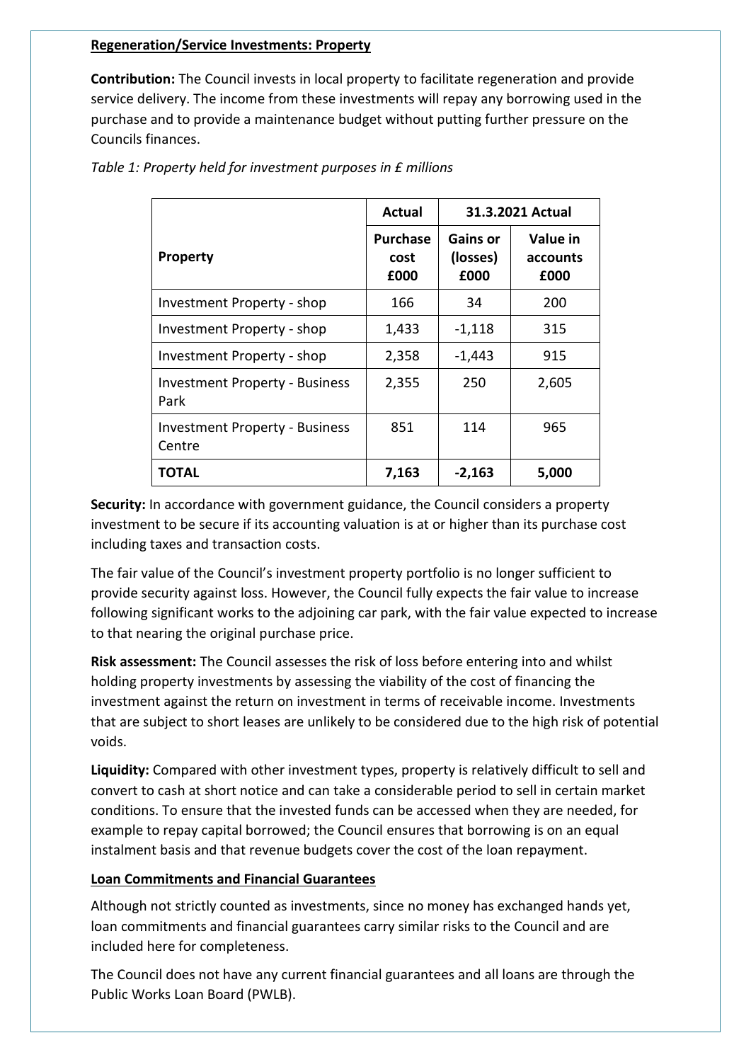**Regeneration/Service Investments: Property**

**Contribution:** The Council invests in local property to facilitate regeneration and provide service delivery. The income from these investments will repay any borrowing used in the purchase and to provide a maintenance budget without putting further pressure on the Councils finances.

*Table 1: Property held for investment purposes in £ millions*

| | Actual | 31.3.2021 Actual | |
|---|---|---|---|
| **Property** | **Purchase cost £000** | **Gains or (losses) £000** | **Value in accounts £000** |
| Investment Property - shop | 166 | 34 | 200 |
| Investment Property - shop | 1,433 | -1,118 | 315 |
| Investment Property - shop | 2,358 | -1,443 | 915 |
| Investment Property - Business Park | 2,355 | 250 | 2,605 |
| Investment Property - Business Centre | 851 | 114 | 965 |
| **TOTAL** | **7,163** | **-2,163** | **5,000** |

**Security:** In accordance with government guidance, the Council considers a property investment to be secure if its accounting valuation is at or higher than its purchase cost including taxes and transaction costs.

The fair value of the Council's investment property portfolio is no longer sufficient to provide security against loss. However, the Council fully expects the fair value to increase following significant works to the adjoining car park, with the fair value expected to increase to that nearing the original purchase price.

**Risk assessment:** The Council assesses the risk of loss before entering into and whilst holding property investments by assessing the viability of the cost of financing the investment against the return on investment in terms of receivable income. Investments that are subject to short leases are unlikely to be considered due to the high risk of potential voids.

**Liquidity:** Compared with other investment types, property is relatively difficult to sell and convert to cash at short notice and can take a considerable period to sell in certain market conditions. To ensure that the invested funds can be accessed when they are needed, for example to repay capital borrowed; the Council ensures that borrowing is on an equal instalment basis and that revenue budgets cover the cost of the loan repayment.

**Loan Commitments and Financial Guarantees**

Although not strictly counted as investments, since no money has exchanged hands yet, loan commitments and financial guarantees carry similar risks to the Council and are included here for completeness.

The Council does not have any current financial guarantees and all loans are through the Public Works Loan Board (PWLB).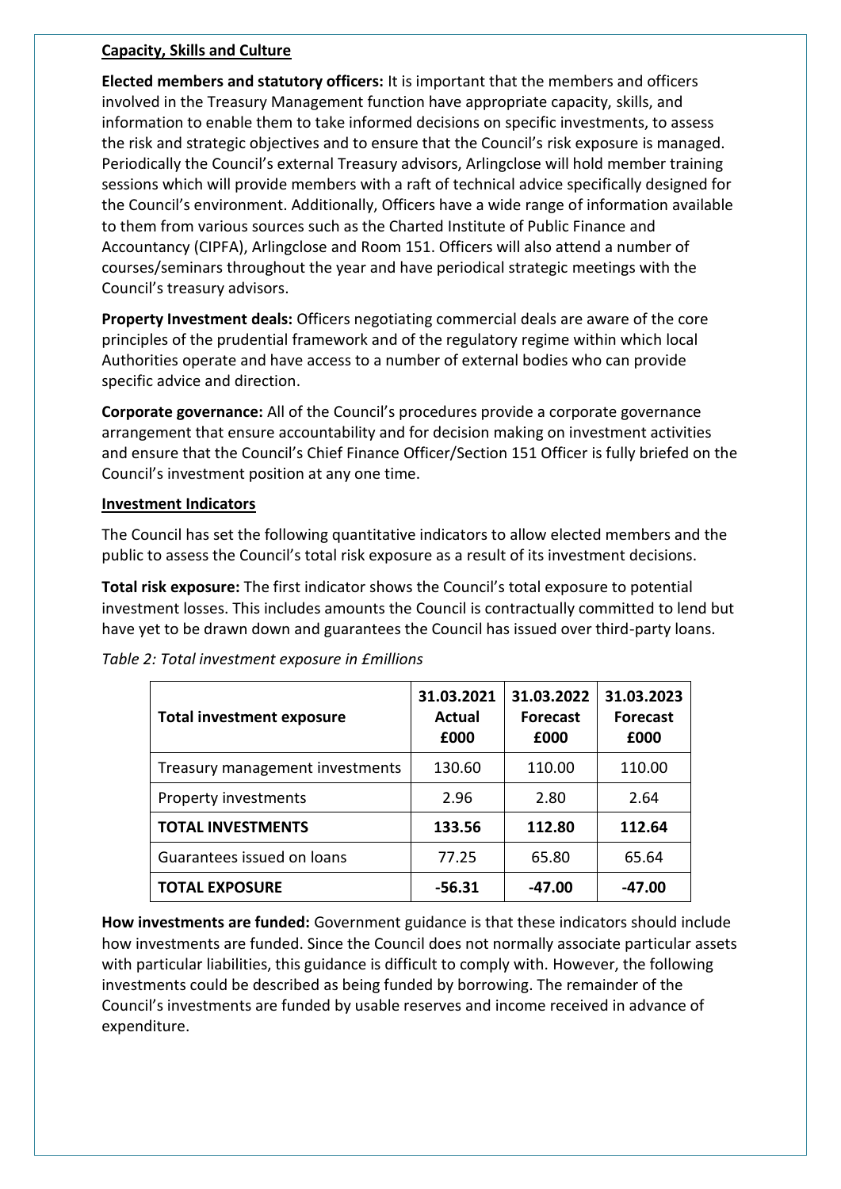**Capacity, Skills and Culture**

**Elected members and statutory officers:** It is important that the members and officers involved in the Treasury Management function have appropriate capacity, skills, and information to enable them to take informed decisions on specific investments, to assess the risk and strategic objectives and to ensure that the Council's risk exposure is managed. Periodically the Council's external Treasury advisors, Arlingclose will hold member training sessions which will provide members with a raft of technical advice specifically designed for the Council's environment. Additionally, Officers have a wide range of information available to them from various sources such as the Charted Institute of Public Finance and Accountancy (CIPFA), Arlingclose and Room 151. Officers will also attend a number of courses/seminars throughout the year and have periodical strategic meetings with the Council's treasury advisors.

**Property Investment deals:** Officers negotiating commercial deals are aware of the core principles of the prudential framework and of the regulatory regime within which local Authorities operate and have access to a number of external bodies who can provide specific advice and direction.

**Corporate governance:** All of the Council's procedures provide a corporate governance arrangement that ensure accountability and for decision making on investment activities and ensure that the Council's Chief Finance Officer/Section 151 Officer is fully briefed on the Council's investment position at any one time.

**Investment Indicators**

The Council has set the following quantitative indicators to allow elected members and the public to assess the Council's total risk exposure as a result of its investment decisions.

**Total risk exposure:** The first indicator shows the Council's total exposure to potential investment losses. This includes amounts the Council is contractually committed to lend but have yet to be drawn down and guarantees the Council has issued over third-party loans.

*Table 2: Total investment exposure in £millions*

| Total investment exposure | 31.03.2021 Actual £000 | 31.03.2022 Forecast £000 | 31.03.2023 Forecast £000 |
|---|---|---|---|
| Treasury management investments | 130.60 | 110.00 | 110.00 |
| Property investments | 2.96 | 2.80 | 2.64 |
| **TOTAL INVESTMENTS** | **133.56** | **112.80** | **112.64** |
| Guarantees issued on loans | 77.25 | 65.80 | 65.64 |
| **TOTAL EXPOSURE** | **-56.31** | **-47.00** | **-47.00** |

**How investments are funded:** Government guidance is that these indicators should include how investments are funded. Since the Council does not normally associate particular assets with particular liabilities, this guidance is difficult to comply with. However, the following investments could be described as being funded by borrowing. The remainder of the Council's investments are funded by usable reserves and income received in advance of expenditure.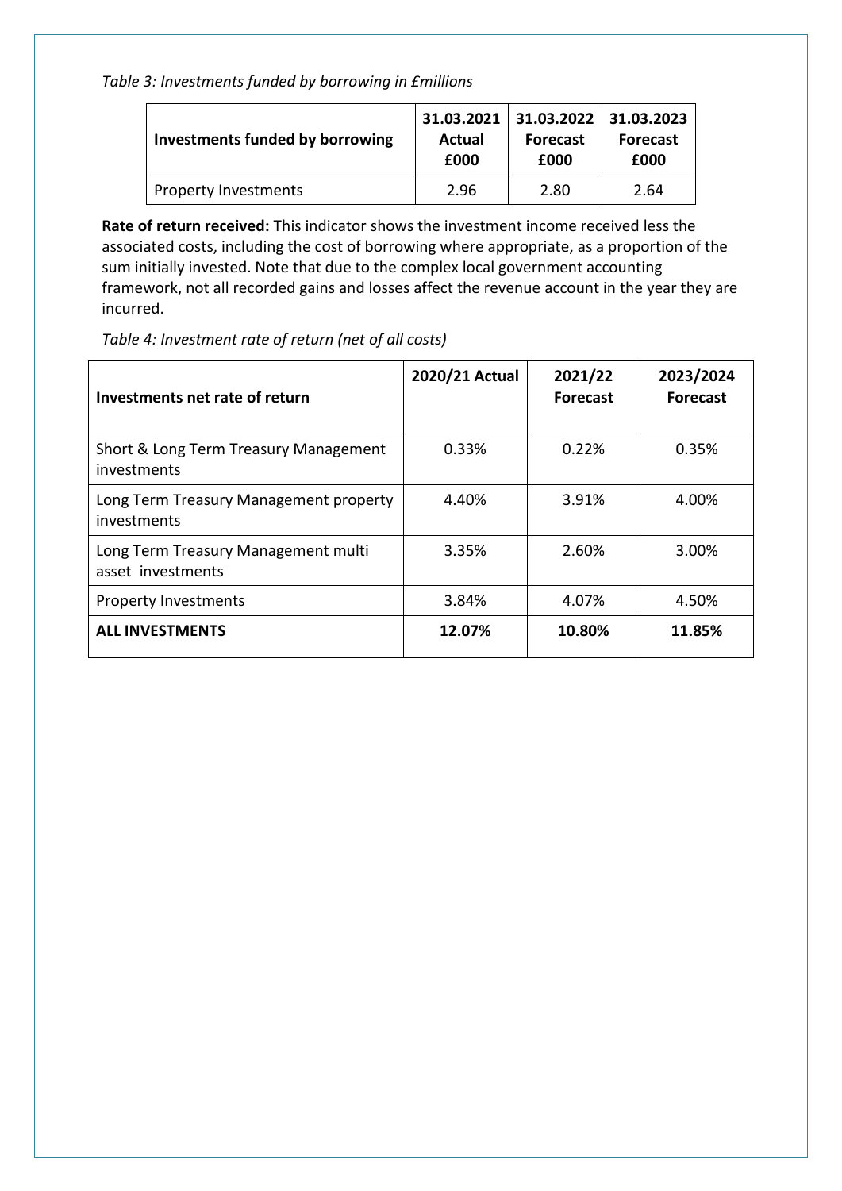*Table 3: Investments funded by borrowing in £millions*

| Investments funded by borrowing | 31.03.2021 Actual £000 | 31.03.2022 Forecast £000 | 31.03.2023 Forecast £000 |
|---|---|---|---|
| Property Investments | 2.96 | 2.80 | 2.64 |

**Rate of return received:** This indicator shows the investment income received less the associated costs, including the cost of borrowing where appropriate, as a proportion of the sum initially invested. Note that due to the complex local government accounting framework, not all recorded gains and losses affect the revenue account in the year they are incurred.

*Table 4: Investment rate of return (net of all costs)*

| Investments net rate of return | 2020/21 Actual | 2021/22 Forecast | 2023/2024 Forecast |
|---|---|---|---|
| Short & Long Term Treasury Management investments | 0.33% | 0.22% | 0.35% |
| Long Term Treasury Management property investments | 4.40% | 3.91% | 4.00% |
| Long Term Treasury Management multi asset investments | 3.35% | 2.60% | 3.00% |
| Property Investments | 3.84% | 4.07% | 4.50% |
| **ALL INVESTMENTS** | **12.07%** | **10.80%** | **11.85%** |